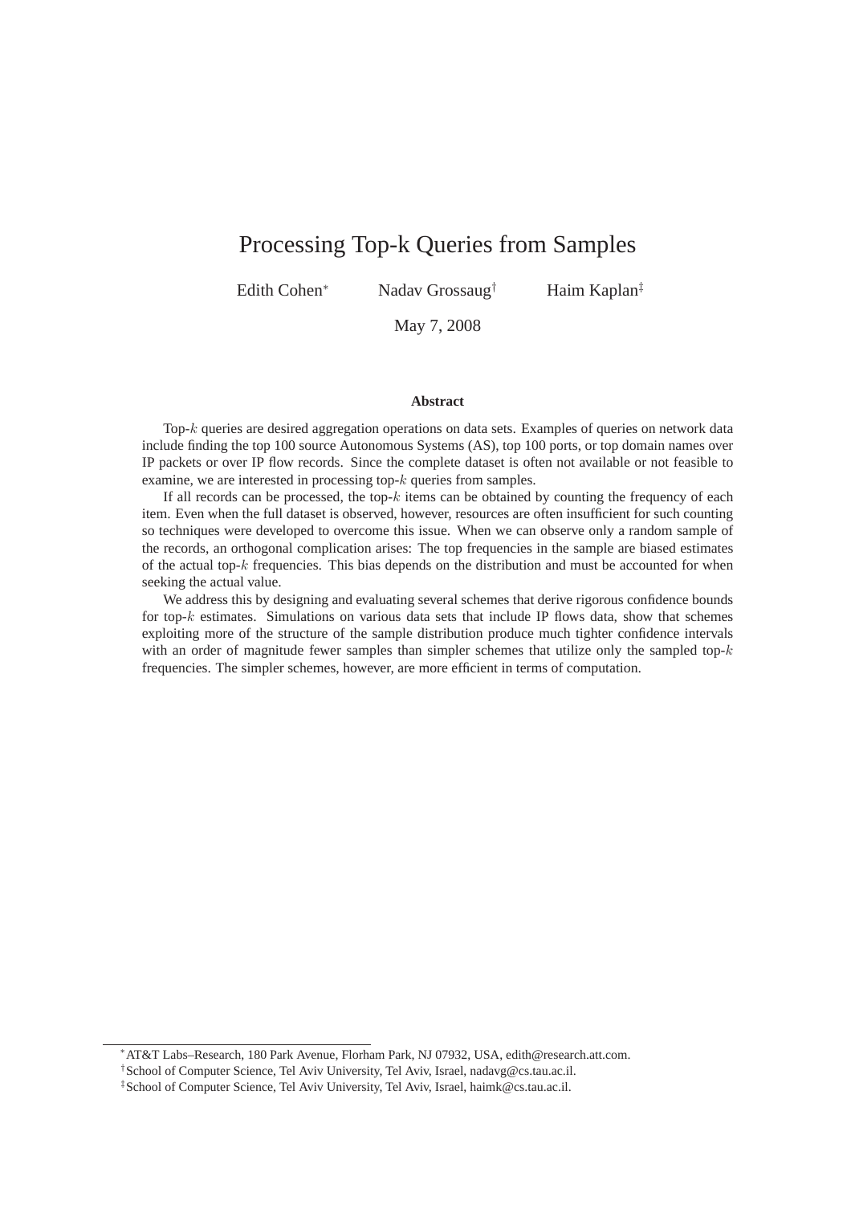# Processing Top-k Queries from Samples

Edith Cohen[*] Nadav Grossaug[†] Haim Kaplan[‡]

May 7, 2008

**Abstract**

Top-$k$ queries are desired aggregation operations on data sets. Examples of queries on network data include finding the top 100 source Autonomous Systems (AS), top 100 ports, or top domain names over IP packets or over IP flow records. Since the complete dataset is often not available or not feasible to examine, we are interested in processing top-$k$ queries from samples.

If all records can be processed, the top-$k$ items can be obtained by counting the frequency of each item. Even when the full dataset is observed, however, resources are often insufficient for such counting so techniques were developed to overcome this issue. When we can observe only a random sample of the records, an orthogonal complication arises: The top frequencies in the sample are biased estimates of the actual top-$k$ frequencies. This bias depends on the distribution and must be accounted for when seeking the actual value.

We address this by designing and evaluating several schemes that derive rigorous confidence bounds for top-$k$ estimates. Simulations on various data sets that include IP flows data, show that schemes exploiting more of the structure of the sample distribution produce much tighter confidence intervals with an order of magnitude fewer samples than simpler schemes that utilize only the sampled top-$k$ frequencies. The simpler schemes, however, are more efficient in terms of computation.

---

[*] AT&T Labs–Research, 180 Park Avenue, Florham Park, NJ 07932, USA, edith@research.att.com.

[†] School of Computer Science, Tel Aviv University, Tel Aviv, Israel, nadavg@cs.tau.ac.il.

[‡] School of Computer Science, Tel Aviv University, Tel Aviv, Israel, haimk@cs.tau.ac.il.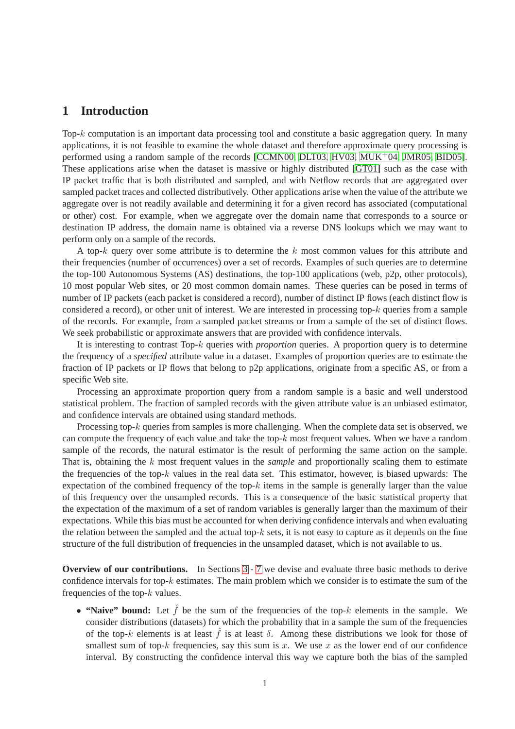# 1 Introduction

Top-$k$ computation is an important data processing tool and constitute a basic aggregation query. In many applications, it is not feasible to examine the whole dataset and therefore approximate query processing is performed using a random sample of the records [CCMN00, DLT03, HV03, MUK+04, JMR05, BID05]. These applications arise when the dataset is massive or highly distributed [GT01] such as the case with IP packet traffic that is both distributed and sampled, and with Netflow records that are aggregated over sampled packet traces and collected distributively. Other applications arise when the value of the attribute we aggregate over is not readily available and determining it for a given record has associated (computational or other) cost. For example, when we aggregate over the domain name that corresponds to a source or destination IP address, the domain name is obtained via a reverse DNS lookups which we may want to perform only on a sample of the records.

A top-$k$ query over some attribute is to determine the $k$ most common values for this attribute and their frequencies (number of occurrences) over a set of records. Examples of such queries are to determine the top-100 Autonomous Systems (AS) destinations, the top-100 applications (web, p2p, other protocols), 10 most popular Web sites, or 20 most common domain names. These queries can be posed in terms of number of IP packets (each packet is considered a record), number of distinct IP flows (each distinct flow is considered a record), or other unit of interest. We are interested in processing top-$k$ queries from a sample of the records. For example, from a sampled packet streams or from a sample of the set of distinct flows. We seek probabilistic or approximate answers that are provided with confidence intervals.

It is interesting to contrast Top-$k$ queries with *proportion* queries. A proportion query is to determine the frequency of a *specified* attribute value in a dataset. Examples of proportion queries are to estimate the fraction of IP packets or IP flows that belong to p2p applications, originate from a specific AS, or from a specific Web site.

Processing an approximate proportion query from a random sample is a basic and well understood statistical problem. The fraction of sampled records with the given attribute value is an unbiased estimator, and confidence intervals are obtained using standard methods.

Processing top-$k$ queries from samples is more challenging. When the complete data set is observed, we can compute the frequency of each value and take the top-$k$ most frequent values. When we have a random sample of the records, the natural estimator is the result of performing the same action on the sample. That is, obtaining the $k$ most frequent values in the *sample* and proportionally scaling them to estimate the frequencies of the top-$k$ values in the real data set. This estimator, however, is biased upwards: The expectation of the combined frequency of the top-$k$ items in the sample is generally larger than the value of this frequency over the unsampled records. This is a consequence of the basic statistical property that the expectation of the maximum of a set of random variables is generally larger than the maximum of their expectations. While this bias must be accounted for when deriving confidence intervals and when evaluating the relation between the sampled and the actual top-$k$ sets, it is not easy to capture as it depends on the fine structure of the full distribution of frequencies in the unsampled dataset, which is not available to us.

**Overview of our contributions.** In Sections 3 - 7 we devise and evaluate three basic methods to derive confidence intervals for top-$k$ estimates. The main problem which we consider is to estimate the sum of the frequencies of the top-$k$ values.

- **"Naive" bound:** Let $\hat{f}$ be the sum of the frequencies of the top-$k$ elements in the sample. We consider distributions (datasets) for which the probability that in a sample the sum of the frequencies of the top-$k$ elements is at least $\hat{f}$ is at least $\delta$. Among these distributions we look for those of smallest sum of top-$k$ frequencies, say this sum is $x$. We use $x$ as the lower end of our confidence interval. By constructing the confidence interval this way we capture both the bias of the sampled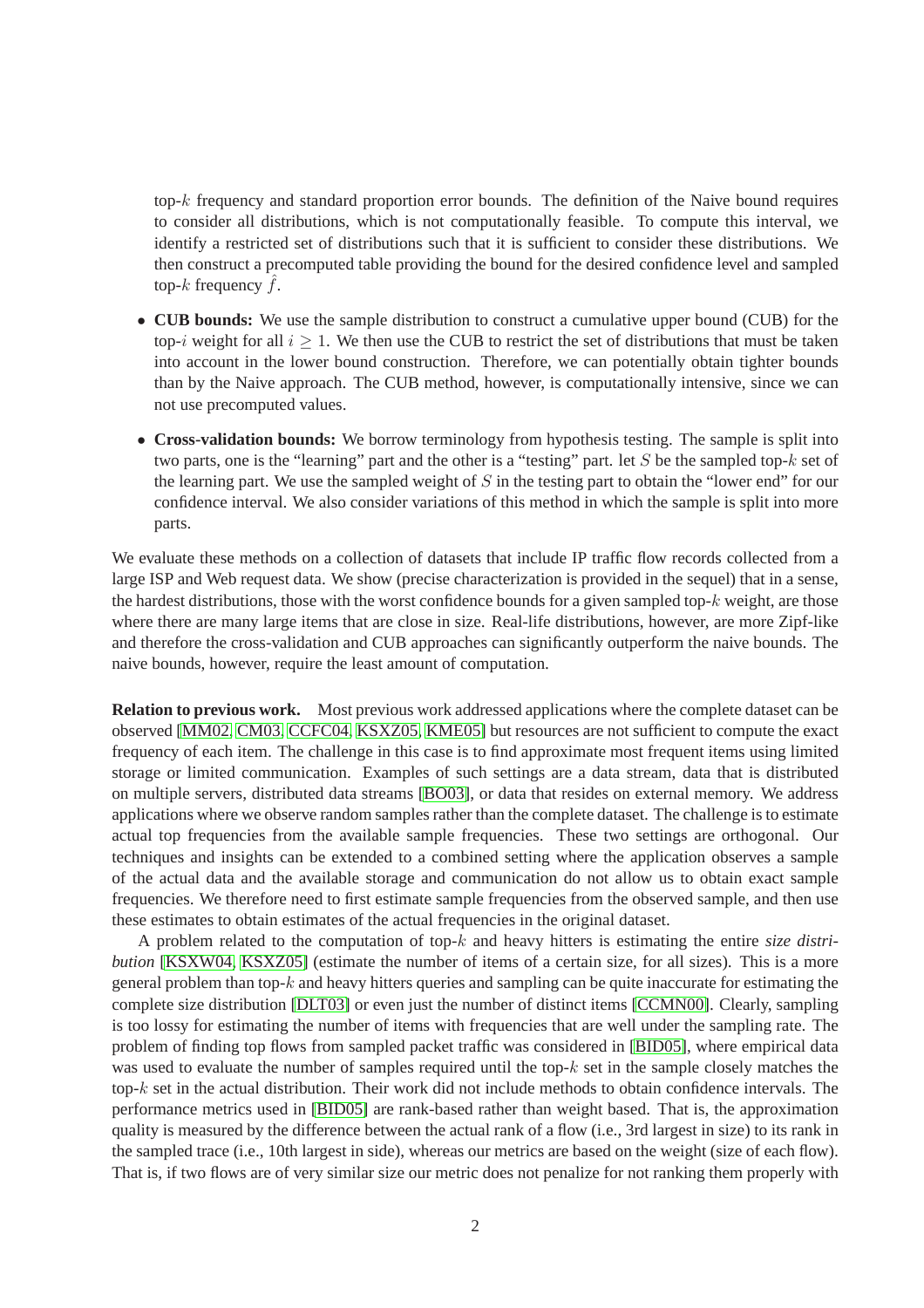top-$k$ frequency and standard proportion error bounds. The definition of the Naive bound requires to consider all distributions, which is not computationally feasible. To compute this interval, we identify a restricted set of distributions such that it is sufficient to consider these distributions. We then construct a precomputed table providing the bound for the desired confidence level and sampled top-$k$ frequency $\hat{f}$.

- **CUB bounds:** We use the sample distribution to construct a cumulative upper bound (CUB) for the top-$i$ weight for all $i \geq 1$. We then use the CUB to restrict the set of distributions that must be taken into account in the lower bound construction. Therefore, we can potentially obtain tighter bounds than by the Naive approach. The CUB method, however, is computationally intensive, since we can not use precomputed values.
- **Cross-validation bounds:** We borrow terminology from hypothesis testing. The sample is split into two parts, one is the "learning" part and the other is a "testing" part. let $S$ be the sampled top-$k$ set of the learning part. We use the sampled weight of $S$ in the testing part to obtain the "lower end" for our confidence interval. We also consider variations of this method in which the sample is split into more parts.

We evaluate these methods on a collection of datasets that include IP traffic flow records collected from a large ISP and Web request data. We show (precise characterization is provided in the sequel) that in a sense, the hardest distributions, those with the worst confidence bounds for a given sampled top-$k$ weight, are those where there are many large items that are close in size. Real-life distributions, however, are more Zipf-like and therefore the cross-validation and CUB approaches can significantly outperform the naive bounds. The naive bounds, however, require the least amount of computation.

**Relation to previous work.** Most previous work addressed applications where the complete dataset can be observed [MM02, CM03, CCFC04, KSXZ05, KME05] but resources are not sufficient to compute the exact frequency of each item. The challenge in this case is to find approximate most frequent items using limited storage or limited communication. Examples of such settings are a data stream, data that is distributed on multiple servers, distributed data streams [BO03], or data that resides on external memory. We address applications where we observe random samples rather than the complete dataset. The challenge is to estimate actual top frequencies from the available sample frequencies. These two settings are orthogonal. Our techniques and insights can be extended to a combined setting where the application observes a sample of the actual data and the available storage and communication do not allow us to obtain exact sample frequencies. We therefore need to first estimate sample frequencies from the observed sample, and then use these estimates to obtain estimates of the actual frequencies in the original dataset.

A problem related to the computation of top-$k$ and heavy hitters is estimating the entire *size distribution* [KSXW04, KSXZ05] (estimate the number of items of a certain size, for all sizes). This is a more general problem than top-$k$ and heavy hitters queries and sampling can be quite inaccurate for estimating the complete size distribution [DLT03] or even just the number of distinct items [CCMN00]. Clearly, sampling is too lossy for estimating the number of items with frequencies that are well under the sampling rate. The problem of finding top flows from sampled packet traffic was considered in [BID05], where empirical data was used to evaluate the number of samples required until the top-$k$ set in the sample closely matches the top-$k$ set in the actual distribution. Their work did not include methods to obtain confidence intervals. The performance metrics used in [BID05] are rank-based rather than weight based. That is, the approximation quality is measured by the difference between the actual rank of a flow (i.e., 3rd largest in size) to its rank in the sampled trace (i.e., 10th largest in side), whereas our metrics are based on the weight (size of each flow). That is, if two flows are of very similar size our metric does not penalize for not ranking them properly with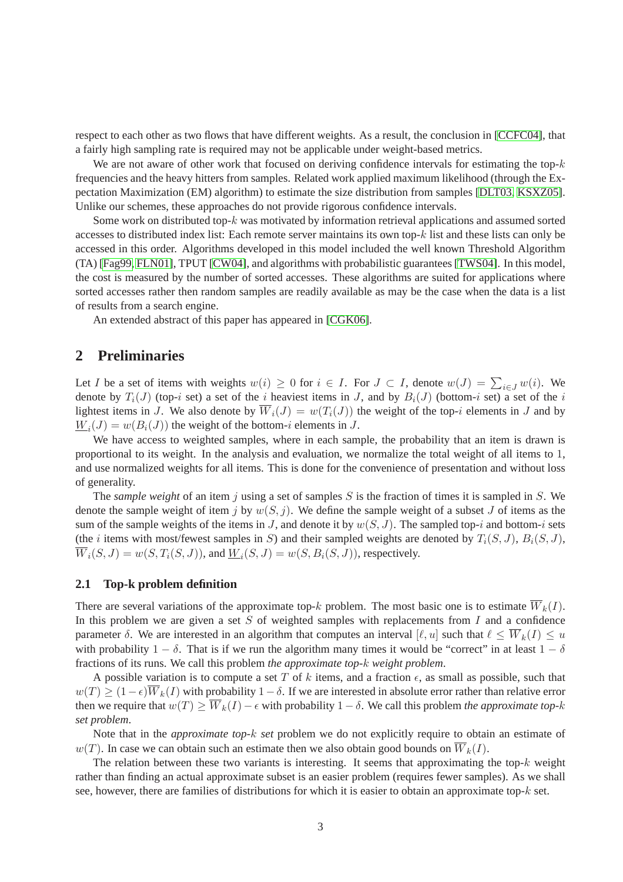respect to each other as two flows that have different weights. As a result, the conclusion in [CCFC04], that a fairly high sampling rate is required may not be applicable under weight-based metrics.

We are not aware of other work that focused on deriving confidence intervals for estimating the top-$k$ frequencies and the heavy hitters from samples. Related work applied maximum likelihood (through the Expectation Maximization (EM) algorithm) to estimate the size distribution from samples [DLT03, KSXZ05]. Unlike our schemes, these approaches do not provide rigorous confidence intervals.

Some work on distributed top-$k$ was motivated by information retrieval applications and assumed sorted accesses to distributed index list: Each remote server maintains its own top-$k$ list and these lists can only be accessed in this order. Algorithms developed in this model included the well known Threshold Algorithm (TA) [Fag99, FLN01], TPUT [CW04], and algorithms with probabilistic guarantees [TWS04]. In this model, the cost is measured by the number of sorted accesses. These algorithms are suited for applications where sorted accesses rather then random samples are readily available as may be the case when the data is a list of results from a search engine.

An extended abstract of this paper has appeared in [CGK06].

## 2 Preliminaries

Let $I$ be a set of items with weights $w(i) \geq 0$ for $i \in I$. For $J \subset I$, denote $w(J) = \sum_{i \in J} w(i)$. We denote by $T_i(J)$ (top-$i$ set) a set of the $i$ heaviest items in $J$, and by $B_i(J)$ (bottom-$i$ set) a set of the $i$ lightest items in $J$. We also denote by $\overline{W}_i(J) = w(T_i(J))$ the weight of the top-$i$ elements in $J$ and by $\underline{W}_i(J) = w(B_i(J))$ the weight of the bottom-$i$ elements in $J$.

We have access to weighted samples, where in each sample, the probability that an item is drawn is proportional to its weight. In the analysis and evaluation, we normalize the total weight of all items to 1, and use normalized weights for all items. This is done for the convenience of presentation and without loss of generality.

The *sample weight* of an item $j$ using a set of samples $S$ is the fraction of times it is sampled in $S$. We denote the sample weight of item $j$ by $w(S, j)$. We define the sample weight of a subset $J$ of items as the sum of the sample weights of the items in $J$, and denote it by $w(S, J)$. The sampled top-$i$ and bottom-$i$ sets (the $i$ items with most/fewest samples in $S$) and their sampled weights are denoted by $T_i(S, J)$, $B_i(S, J)$, $\overline{W}_i(S, J) = w(S, T_i(S, J))$, and $\underline{W}_i(S, J) = w(S, B_i(S, J))$, respectively.

### 2.1 Top-k problem definition

There are several variations of the approximate top-$k$ problem. The most basic one is to estimate $\overline{W}_k(I)$. In this problem we are given a set $S$ of weighted samples with replacements from $I$ and a confidence parameter $\delta$. We are interested in an algorithm that computes an interval $[\ell, u]$ such that $\ell \leq \overline{W}_k(I) \leq u$ with probability $1 - \delta$. That is if we run the algorithm many times it would be "correct" in at least $1 - \delta$ fractions of its runs. We call this problem *the approximate top-$k$ weight problem*.

A possible variation is to compute a set $T$ of $k$ items, and a fraction $\epsilon$, as small as possible, such that $w(T) \geq (1 - \epsilon)\overline{W}_k(I)$ with probability $1 - \delta$. If we are interested in absolute error rather than relative error then we require that $w(T) \geq \overline{W}_k(I) - \epsilon$ with probability $1 - \delta$. We call this problem *the approximate top-$k$ set problem*.

Note that in the *approximate top-$k$ set* problem we do not explicitly require to obtain an estimate of $w(T)$. In case we can obtain such an estimate then we also obtain good bounds on $\overline{W}_k(I)$.

The relation between these two variants is interesting. It seems that approximating the top-$k$ weight rather than finding an actual approximate subset is an easier problem (requires fewer samples). As we shall see, however, there are families of distributions for which it is easier to obtain an approximate top-$k$ set.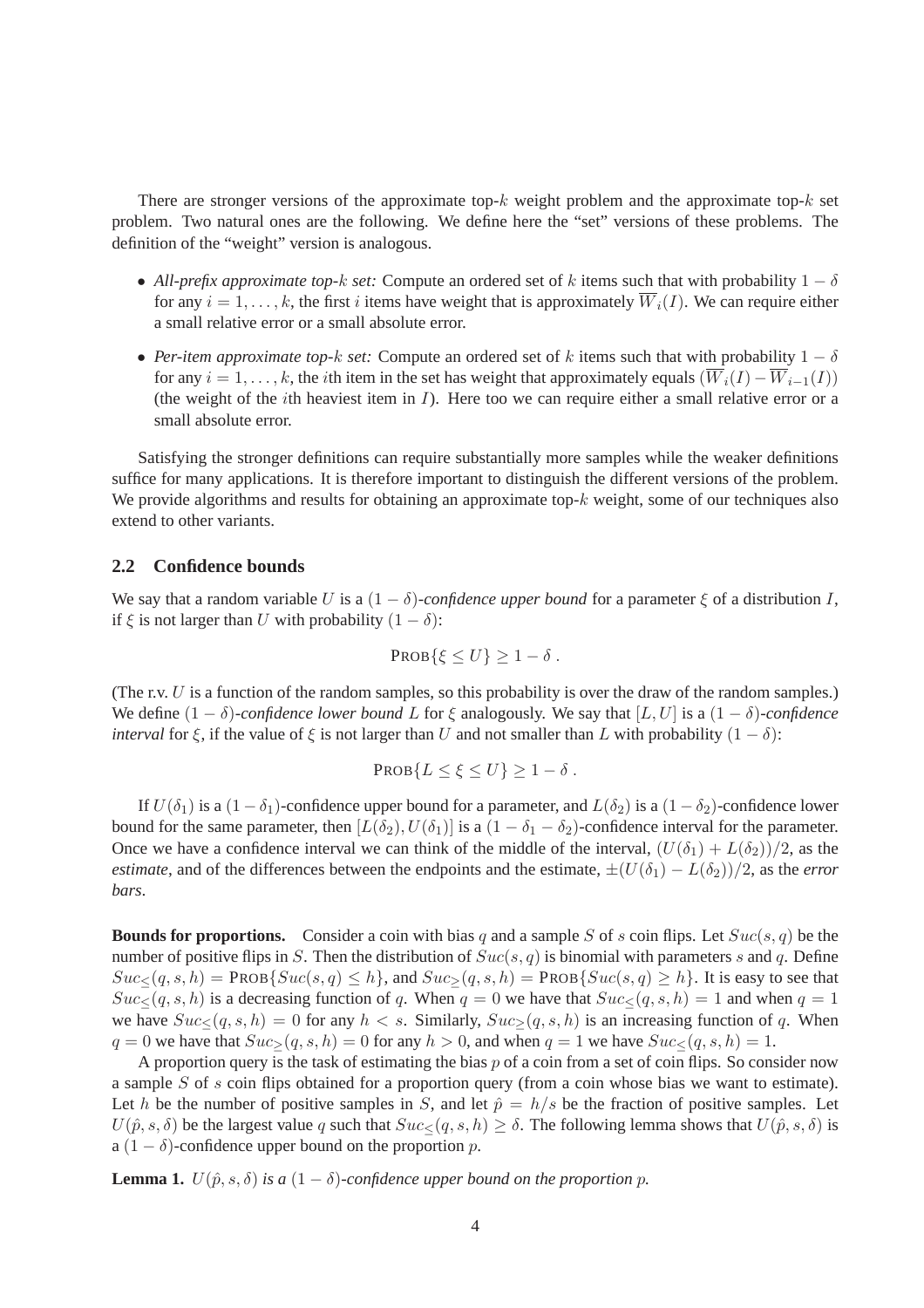There are stronger versions of the approximate top-$k$ weight problem and the approximate top-$k$ set problem. Two natural ones are the following. We define here the "set" versions of these problems. The definition of the "weight" version is analogous.

- *All-prefix approximate top-$k$ set:* Compute an ordered set of $k$ items such that with probability $1-\delta$ for any $i = 1, \ldots, k$, the first $i$ items have weight that is approximately $\overline{W}_i(I)$. We can require either a small relative error or a small absolute error.
- *Per-item approximate top-$k$ set:* Compute an ordered set of $k$ items such that with probability $1-\delta$ for any $i = 1, \ldots, k$, the $i$th item in the set has weight that approximately equals $(\overline{W}_i(I) - \overline{W}_{i-1}(I))$ (the weight of the $i$th heaviest item in $I$). Here too we can require either a small relative error or a small absolute error.

Satisfying the stronger definitions can require substantially more samples while the weaker definitions suffice for many applications. It is therefore important to distinguish the different versions of the problem. We provide algorithms and results for obtaining an approximate top-$k$ weight, some of our techniques also extend to other variants.

## 2.2 Confidence bounds

We say that a random variable $U$ is a $(1-\delta)$-*confidence upper bound* for a parameter $\xi$ of a distribution $I$, if $\xi$ is not larger than $U$ with probability $(1-\delta)$:

$$\text{PROB}\{\xi \leq U\} \geq 1-\delta \; .$$

(The r.v. $U$ is a function of the random samples, so this probability is over the draw of the random samples.) We define $(1-\delta)$-*confidence lower bound* $L$ for $\xi$ analogously. We say that $[L, U]$ is a $(1-\delta)$-*confidence interval* for $\xi$, if the value of $\xi$ is not larger than $U$ and not smaller than $L$ with probability $(1-\delta)$:

$$\text{PROB}\{L \leq \xi \leq U\} \geq 1-\delta \; .$$

If $U(\delta_1)$ is a $(1-\delta_1)$-confidence upper bound for a parameter, and $L(\delta_2)$ is a $(1-\delta_2)$-confidence lower bound for the same parameter, then $[L(\delta_2), U(\delta_1)]$ is a $(1-\delta_1-\delta_2)$-confidence interval for the parameter. Once we have a confidence interval we can think of the middle of the interval, $(U(\delta_1)+L(\delta_2))/2$, as the *estimate*, and of the differences between the endpoints and the estimate, $\pm(U(\delta_1)-L(\delta_2))/2$, as the *error bars*.

**Bounds for proportions.** Consider a coin with bias $q$ and a sample $S$ of $s$ coin flips. Let $Suc(s, q)$ be the number of positive flips in $S$. Then the distribution of $Suc(s, q)$ is binomial with parameters $s$ and $q$. Define $Suc_{\leq}(q, s, h) = \text{PROB}\{Suc(s, q) \leq h\}$, and $Suc_{\geq}(q, s, h) = \text{PROB}\{Suc(s, q) \geq h\}$. It is easy to see that $Suc_{\leq}(q, s, h)$ is a decreasing function of $q$. When $q = 0$ we have that $Suc_{\leq}(q, s, h) = 1$ and when $q = 1$ we have $Suc_{\leq}(q, s, h) = 0$ for any $h < s$. Similarly, $Suc_{\geq}(q, s, h)$ is an increasing function of $q$. When $q = 0$ we have that $Suc_{\geq}(q, s, h) = 0$ for any $h > 0$, and when $q = 1$ we have $Suc_{\leq}(q, s, h) = 1$.

A proportion query is the task of estimating the bias $p$ of a coin from a set of coin flips. So consider now a sample $S$ of $s$ coin flips obtained for a proportion query (from a coin whose bias we want to estimate). Let $h$ be the number of positive samples in $S$, and let $\hat{p} = h/s$ be the fraction of positive samples. Let $U(\hat{p}, s, \delta)$ be the largest value $q$ such that $Suc_{\leq}(q, s, h) \geq \delta$. The following lemma shows that $U(\hat{p}, s, \delta)$ is a $(1-\delta)$-confidence upper bound on the proportion $p$.

**Lemma 1.** *$U(\hat{p}, s, \delta)$ is a $(1-\delta)$-confidence upper bound on the proportion $p$.*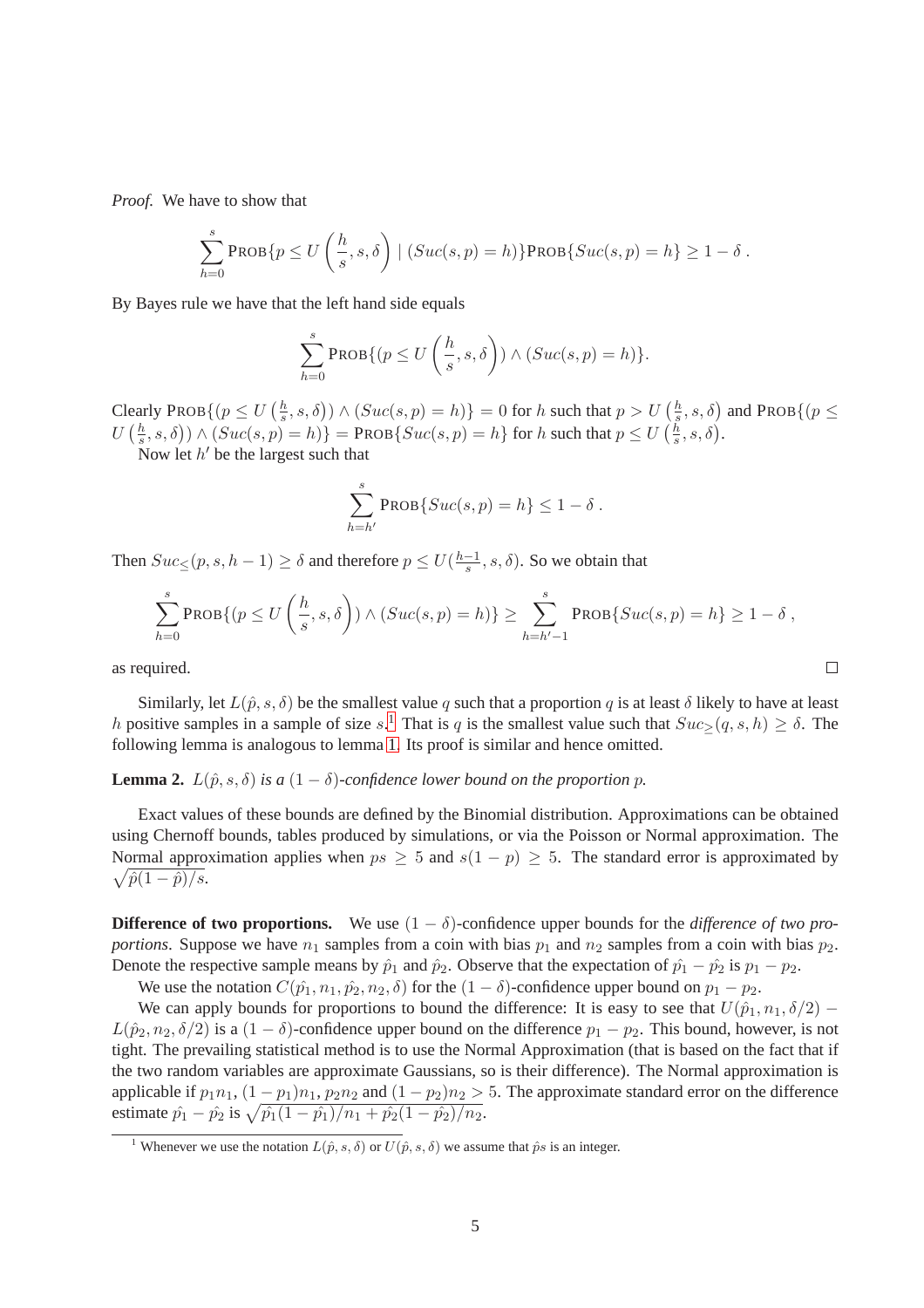*Proof.* We have to show that

$$\sum_{h=0}^{s} \text{PROB}\{p \le U\left(\frac{h}{s}, s, \delta\right) \mid (Suc(s,p) = h)\}\text{PROB}\{Suc(s,p) = h\} \ge 1 - \delta \ .$$

By Bayes rule we have that the left hand side equals

$$\sum_{h=0}^{s} \text{PROB}\{(p \le U\left(\frac{h}{s}, s, \delta\right)) \wedge (Suc(s,p) = h)\}.$$

Clearly $\text{PROB}\{(p \le U\left(\frac{h}{s}, s, \delta\right)) \wedge (Suc(s,p) = h)\} = 0$ for $h$ such that $p > U\left(\frac{h}{s}, s, \delta\right)$ and $\text{PROB}\{(p \le U\left(\frac{h}{s}, s, \delta\right)) \wedge (Suc(s,p) = h)\} = \text{PROB}\{Suc(s,p) = h\}$ for $h$ such that $p \le U\left(\frac{h}{s}, s, \delta\right)$.

Now let $h'$ be the largest such that

$$\sum_{h=h'}^{s} \text{PROB}\{Suc(s,p) = h\} \le 1 - \delta \ .$$

Then $Suc_{\le}(p, s, h-1) \ge \delta$ and therefore $p \le U(\frac{h-1}{s}, s, \delta)$. So we obtain that

$$\sum_{h=0}^{s} \text{PROB}\{(p \le U\left(\frac{h}{s}, s, \delta\right)) \wedge (Suc(s,p) = h)\} \ge \sum_{h=h'-1}^{s} \text{PROB}\{Suc(s,p) = h\} \ge 1 - \delta \ ,$$

as required. □

Similarly, let $L(\hat{p}, s, \delta)$ be the smallest value $q$ such that a proportion $q$ is at least $\delta$ likely to have at least $h$ positive samples in a sample of size $s$.[1] That is $q$ is the smallest value such that $Suc_{\ge}(q, s, h) \ge \delta$. The following lemma is analogous to lemma 1. Its proof is similar and hence omitted.

**Lemma 2.** *$L(\hat{p}, s, \delta)$ is a $(1 - \delta)$-confidence lower bound on the proportion $p$.*

Exact values of these bounds are defined by the Binomial distribution. Approximations can be obtained using Chernoff bounds, tables produced by simulations, or via the Poisson or Normal approximation. The Normal approximation applies when $ps \ge 5$ and $s(1-p) \ge 5$. The standard error is approximated by $\sqrt{\hat{p}(1-\hat{p})/s}$.

**Difference of two proportions.** We use $(1 - \delta)$-confidence upper bounds for the *difference of two proportions*. Suppose we have $n_1$ samples from a coin with bias $p_1$ and $n_2$ samples from a coin with bias $p_2$. Denote the respective sample means by $\hat{p_1}$ and $\hat{p_2}$. Observe that the expectation of $\hat{p_1} - \hat{p_2}$ is $p_1 - p_2$.

We use the notation $C(\hat{p_1}, n_1, \hat{p_2}, n_2, \delta)$ for the $(1 - \delta)$-confidence upper bound on $p_1 - p_2$.

We can apply bounds for proportions to bound the difference: It is easy to see that $U(\hat{p}_1, n_1, \delta/2) - L(\hat{p}_2, n_2, \delta/2)$ is a $(1 - \delta)$-confidence upper bound on the difference $p_1 - p_2$. This bound, however, is not tight. The prevailing statistical method is to use the Normal Approximation (that is based on the fact that if the two random variables are approximate Gaussians, so is their difference). The Normal approximation is applicable if $p_1 n_1$, $(1 - p_1)n_1$, $p_2 n_2$ and $(1 - p_2)n_2 > 5$. The approximate standard error on the difference estimate $\hat{p_1} - \hat{p_2}$ is $\sqrt{\hat{p_1}(1 - \hat{p_1})/n_1 + \hat{p_2}(1 - \hat{p_2})/n_2}$.

[1] Whenever we use the notation $L(\hat{p}, s, \delta)$ or $U(\hat{p}, s, \delta)$ we assume that $\hat{p}s$ is an integer.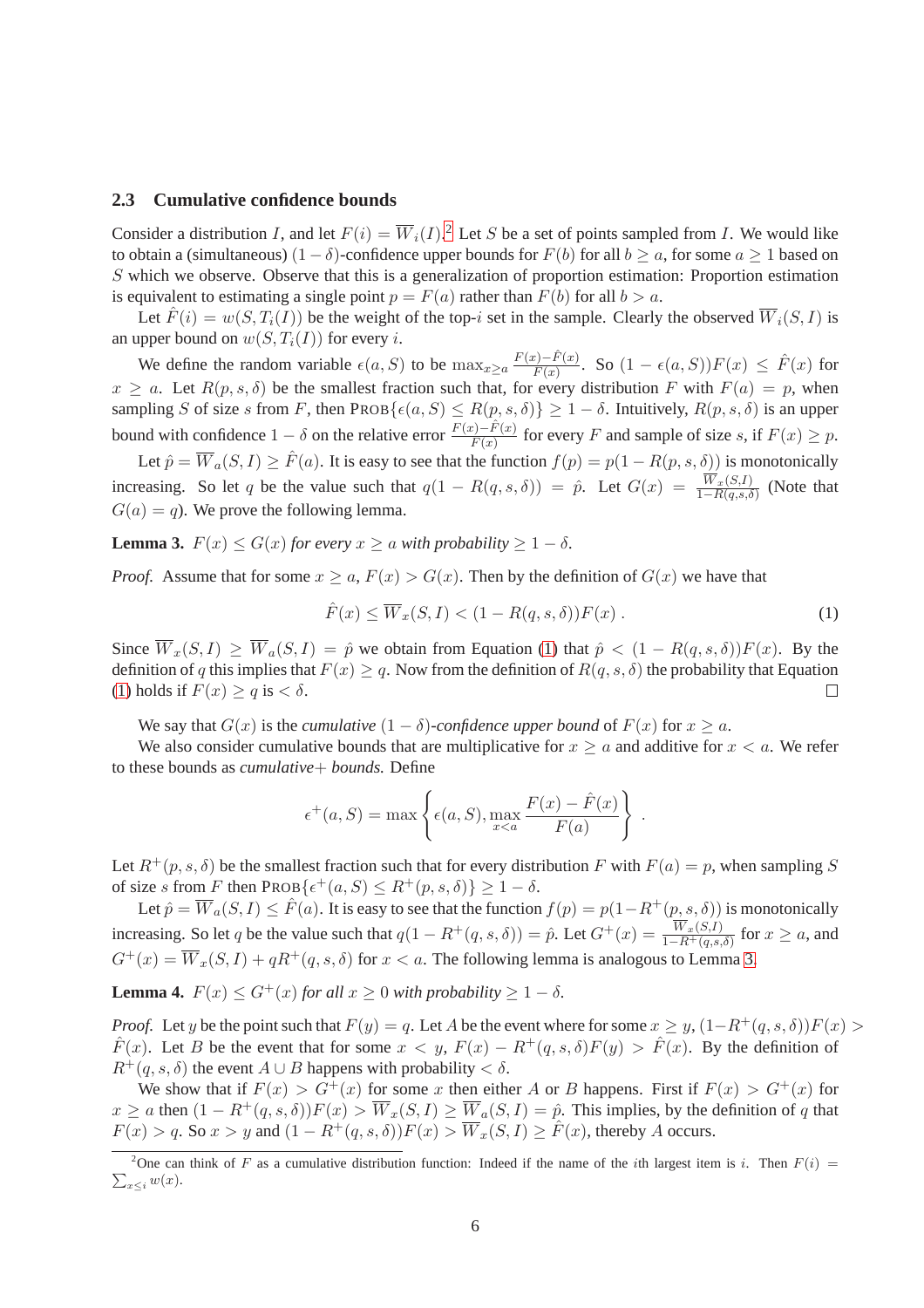### 2.3 Cumulative confidence bounds

Consider a distribution $I$, and let $F(i) = \overline{W}_i(I)$.[2] Let $S$ be a set of points sampled from $I$. We would like to obtain a (simultaneous) $(1-\delta)$-confidence upper bounds for $F(b)$ for all $b \geq a$, for some $a \geq 1$ based on $S$ which we observe. Observe that this is a generalization of proportion estimation: Proportion estimation is equivalent to estimating a single point $p = F(a)$ rather than $F(b)$ for all $b > a$.

Let $\hat{F}(i) = w(S, T_i(I))$ be the weight of the top-$i$ set in the sample. Clearly the observed $\overline{W}_i(S, I)$ is an upper bound on $w(S, T_i(I))$ for every $i$.

We define the random variable $\epsilon(a, S)$ to be $\max_{x \geq a} \frac{F(x) - \hat{F}(x)}{F(x)}$. So $(1 - \epsilon(a, S))F(x) \leq \hat{F}(x)$ for $x \geq a$. Let $R(p, s, \delta)$ be the smallest fraction such that, for every distribution $F$ with $F(a) = p$, when sampling $S$ of size $s$ from $F$, then $\textsc{Prob}\{\epsilon(a, S) \leq R(p, s, \delta)\} \geq 1 - \delta$. Intuitively, $R(p, s, \delta)$ is an upper bound with confidence $1 - \delta$ on the relative error $\frac{F(x) - \hat{F}(x)}{F(x)}$ for every $F$ and sample of size $s$, if $F(x) \geq p$.

Let $\hat{p} = \overline{W}_a(S, I) \geq \hat{F}(a)$. It is easy to see that the function $f(p) = p(1 - R(p, s, \delta))$ is monotonically increasing. So let $q$ be the value such that $q(1 - R(q, s, \delta)) = \hat{p}$. Let $G(x) = \frac{\overline{W}_x(S,I)}{1 - R(q,s,\delta)}$ (Note that $G(a) = q$). We prove the following lemma.

**Lemma 3.** *$F(x) \leq G(x)$ for every $x \geq a$ with probability $\geq 1 - \delta$.*

*Proof.* Assume that for some $x \geq a$, $F(x) > G(x)$. Then by the definition of $G(x)$ we have that

$$\hat{F}(x) \leq \overline{W}_x(S, I) < (1 - R(q, s, \delta))F(x) . \tag{1}$$

Since $\overline{W}_x(S, I) \geq \overline{W}_a(S, I) = \hat{p}$ we obtain from Equation (1) that $\hat{p} < (1 - R(q, s, \delta))F(x)$. By the definition of $q$ this implies that $F(x) \geq q$. Now from the definition of $R(q, s, \delta)$ the probability that Equation (1) holds if $F(x) \geq q$ is $< \delta$. $\square$

We say that $G(x)$ is the *cumulative* $(1-\delta)$*-confidence upper bound* of $F(x)$ for $x \geq a$.

We also consider cumulative bounds that are multiplicative for $x \geq a$ and additive for $x < a$. We refer to these bounds as *cumulative+ bounds.* Define

$$\epsilon^+(a, S) = \max\left\{\epsilon(a, S), \max_{x < a} \frac{F(x) - \hat{F}(x)}{F(a)}\right\} .$$

Let $R^+(p, s, \delta)$ be the smallest fraction such that for every distribution $F$ with $F(a) = p$, when sampling $S$ of size $s$ from $F$ then $\textsc{Prob}\{\epsilon^+(a, S) \leq R^+(p, s, \delta)\} \geq 1 - \delta$.

Let $\hat{p} = \overline{W}_a(S, I) \leq \hat{F}(a)$. It is easy to see that the function $f(p) = p(1 - R^+(p, s, \delta))$ is monotonically increasing. So let $q$ be the value such that $q(1 - R^+(q, s, \delta)) = \hat{p}$. Let $G^+(x) = \frac{\overline{W}_x(S,I)}{1 - R^+(q,s,\delta)}$ for $x \geq a$, and $G^+(x) = \overline{W}_x(S, I) + qR^+(q, s, \delta)$ for $x < a$. The following lemma is analogous to Lemma 3.

**Lemma 4.** *$F(x) \leq G^+(x)$ for all $x \geq 0$ with probability $\geq 1 - \delta$.*

*Proof.* Let $y$ be the point such that $F(y) = q$. Let $A$ be the event where for some $x \geq y$, $(1 - R^+(q, s, \delta))F(x) > \hat{F}(x)$. Let $B$ be the event that for some $x < y$, $F(x) - R^+(q, s, \delta)F(y) > \hat{F}(x)$. By the definition of $R^+(q, s, \delta)$ the event $A \cup B$ happens with probability $< \delta$.

We show that if $F(x) > G^+(x)$ for some $x$ then either $A$ or $B$ happens. First if $F(x) > G^+(x)$ for $x \geq a$ then $(1 - R^+(q, s, \delta))F(x) > \overline{W}_x(S, I) \geq \overline{W}_a(S, I) = \hat{p}$. This implies, by the definition of $q$ that $F(x) > q$. So $x > y$ and $(1 - R^+(q, s, \delta))F(x) > \overline{W}_x(S, I) \geq \hat{F}(x)$, thereby $A$ occurs.

[2] One can think of $F$ as a cumulative distribution function: Indeed if the name of the $i$th largest item is $i$. Then $F(i) = \sum_{x \leq i} w(x)$.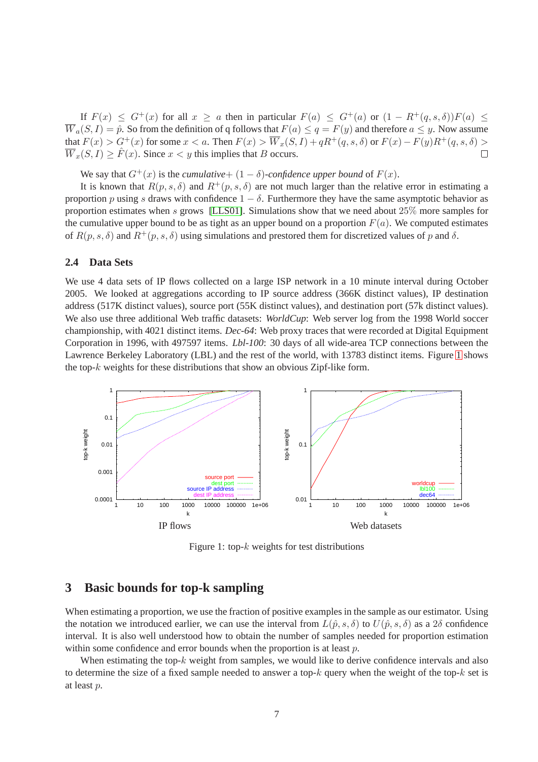If $F(x) \leq G^+(x)$ for all $x \geq a$ then in particular $F(a) \leq G^+(a)$ or $(1 - R^+(q, s, \delta))F(a) \leq \overline{W}_a(S, I) = \hat{p}$. So from the definition of q follows that $F(a) \leq q = F(y)$ and therefore $a \leq y$. Now assume that $F(x) > G^+(x)$ for some $x < a$. Then $F(x) > \overline{W}_x(S, I) + qR^+(q, s, \delta)$ or $F(x) - F(y)R^+(q, s, \delta) > \overline{W}_x(S, I) \geq \hat{F}(x)$. Since $x < y$ this implies that $B$ occurs. □

We say that $G^+(x)$ is the *cumulative+* $(1 - \delta)$*-confidence upper bound* of $F(x)$.

It is known that $R(p, s, \delta)$ and $R^+(p, s, \delta)$ are not much larger than the relative error in estimating a proportion $p$ using $s$ draws with confidence $1 - \delta$. Furthermore they have the same asymptotic behavior as proportion estimates when $s$ grows [LLS01]. Simulations show that we need about 25% more samples for the cumulative upper bound to be as tight as an upper bound on a proportion $F(a)$. We computed estimates of $R(p, s, \delta)$ and $R^+(p, s, \delta)$ using simulations and prestored them for discretized values of $p$ and $\delta$.

### 2.4 Data Sets

We use 4 data sets of IP flows collected on a large ISP network in a 10 minute interval during October 2005. We looked at aggregations according to IP source address (366K distinct values), IP destination address (517K distinct values), source port (55K distinct values), and destination port (57k distinct values). We also use three additional Web traffic datasets: *WorldCup*: Web server log from the 1998 World soccer championship, with 4021 distinct items. *Dec-64*: Web proxy traces that were recorded at Digital Equipment Corporation in 1996, with 497597 items. *Lbl-100*: 30 days of all wide-area TCP connections between the Lawrence Berkeley Laboratory (LBL) and the rest of the world, with 13783 distinct items. Figure 1 shows the top-$k$ weights for these distributions that show an obvious Zipf-like form.

IP flows    Web datasets

Figure 1: top-$k$ weights for test distributions

## 3 Basic bounds for top-k sampling

When estimating a proportion, we use the fraction of positive examples in the sample as our estimator. Using the notation we introduced earlier, we can use the interval from $L(\hat{p}, s, \delta)$ to $U(\hat{p}, s, \delta)$ as a $2\delta$ confidence interval. It is also well understood how to obtain the number of samples needed for proportion estimation within some confidence and error bounds when the proportion is at least $p$.

When estimating the top-$k$ weight from samples, we would like to derive confidence intervals and also to determine the size of a fixed sample needed to answer a top-$k$ query when the weight of the top-$k$ set is at least $p$.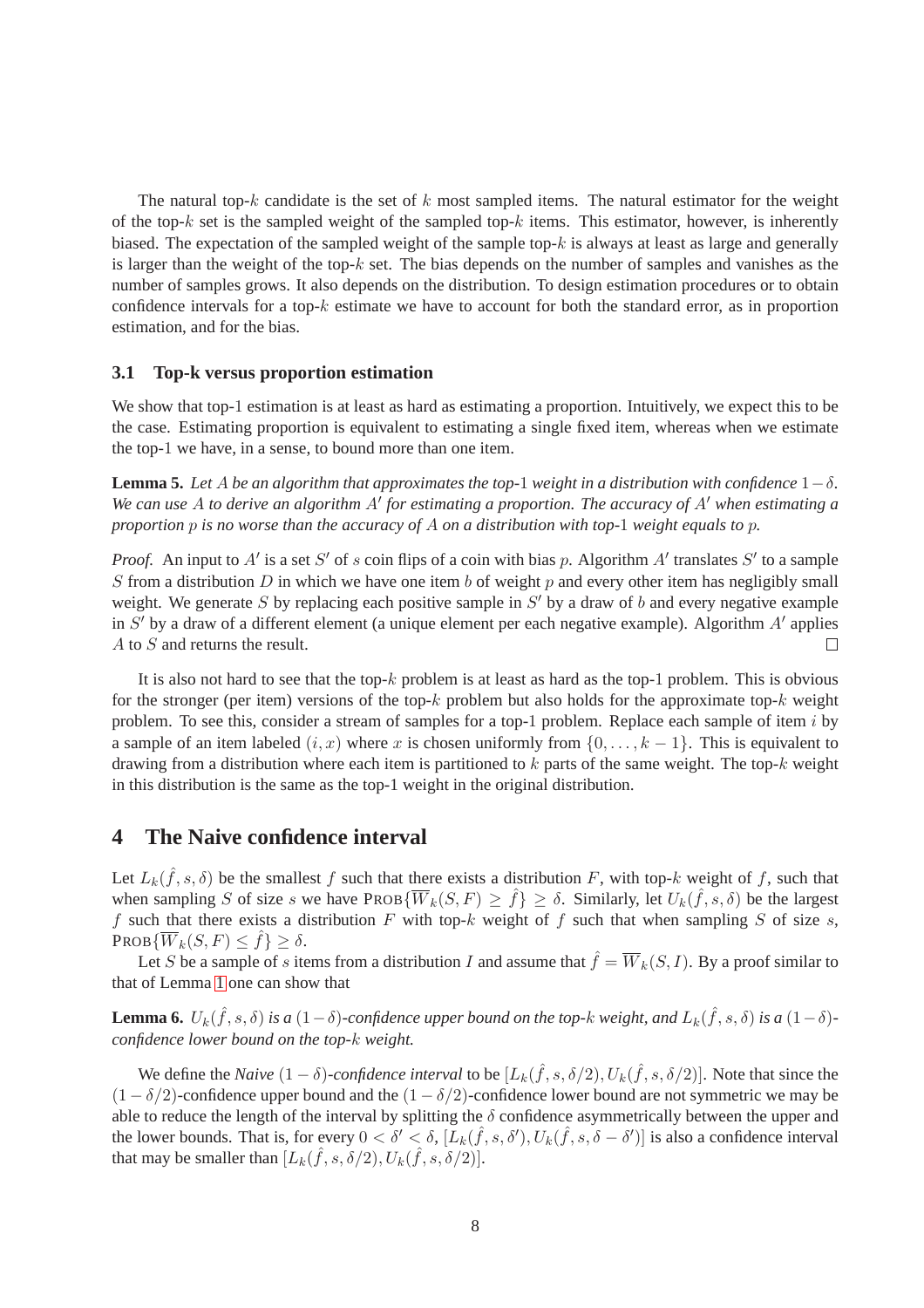The natural top-$k$ candidate is the set of $k$ most sampled items. The natural estimator for the weight of the top-$k$ set is the sampled weight of the sampled top-$k$ items. This estimator, however, is inherently biased. The expectation of the sampled weight of the sample top-$k$ is always at least as large and generally is larger than the weight of the top-$k$ set. The bias depends on the number of samples and vanishes as the number of samples grows. It also depends on the distribution. To design estimation procedures or to obtain confidence intervals for a top-$k$ estimate we have to account for both the standard error, as in proportion estimation, and for the bias.

### 3.1 Top-k versus proportion estimation

We show that top-1 estimation is at least as hard as estimating a proportion. Intuitively, we expect this to be the case. Estimating proportion is equivalent to estimating a single fixed item, whereas when we estimate the top-1 we have, in a sense, to bound more than one item.

**Lemma 5.** *Let $A$ be an algorithm that approximates the top-1 weight in a distribution with confidence $1-\delta$. We can use $A$ to derive an algorithm $A'$ for estimating a proportion. The accuracy of $A'$ when estimating a proportion $p$ is no worse than the accuracy of $A$ on a distribution with top-1 weight equals to $p$.*

*Proof.* An input to $A'$ is a set $S'$ of $s$ coin flips of a coin with bias $p$. Algorithm $A'$ translates $S'$ to a sample $S$ from a distribution $D$ in which we have one item $b$ of weight $p$ and every other item has negligibly small weight. We generate $S$ by replacing each positive sample in $S'$ by a draw of $b$ and every negative example in $S'$ by a draw of a different element (a unique element per each negative example). Algorithm $A'$ applies $A$ to $S$ and returns the result. □

It is also not hard to see that the top-$k$ problem is at least as hard as the top-1 problem. This is obvious for the stronger (per item) versions of the top-$k$ problem but also holds for the approximate top-$k$ weight problem. To see this, consider a stream of samples for a top-1 problem. Replace each sample of item $i$ by a sample of an item labeled $(i, x)$ where $x$ is chosen uniformly from $\{0, \ldots, k-1\}$. This is equivalent to drawing from a distribution where each item is partitioned to $k$ parts of the same weight. The top-$k$ weight in this distribution is the same as the top-1 weight in the original distribution.

## 4 The Naive confidence interval

Let $L_k(\hat{f}, s, \delta)$ be the smallest $f$ such that there exists a distribution $F$, with top-$k$ weight of $f$, such that when sampling $S$ of size $s$ we have $\text{PROB}\{\overline{W}_k(S, F) \geq \hat{f}\} \geq \delta$. Similarly, let $U_k(\hat{f}, s, \delta)$ be the largest $f$ such that there exists a distribution $F$ with top-$k$ weight of $f$ such that when sampling $S$ of size $s$, $\text{PROB}\{\overline{W}_k(S, F) \leq \hat{f}\} \geq \delta$.

Let $S$ be a sample of $s$ items from a distribution $I$ and assume that $\hat{f} = \overline{W}_k(S, I)$. By a proof similar to that of Lemma 1 one can show that

**Lemma 6.** *$U_k(\hat{f}, s, \delta)$ is a $(1-\delta)$-confidence upper bound on the top-$k$ weight, and $L_k(\hat{f}, s, \delta)$ is a $(1-\delta)$-confidence lower bound on the top-$k$ weight.*

We define the *Naive $(1-\delta)$-confidence interval* to be $[L_k(\hat{f}, s, \delta/2), U_k(\hat{f}, s, \delta/2)]$. Note that since the $(1-\delta/2)$-confidence upper bound and the $(1-\delta/2)$-confidence lower bound are not symmetric we may be able to reduce the length of the interval by splitting the $\delta$ confidence asymmetrically between the upper and the lower bounds. That is, for every $0 < \delta' < \delta$, $[L_k(\hat{f}, s, \delta'), U_k(\hat{f}, s, \delta - \delta')]$ is also a confidence interval that may be smaller than $[L_k(\hat{f}, s, \delta/2), U_k(\hat{f}, s, \delta/2)]$.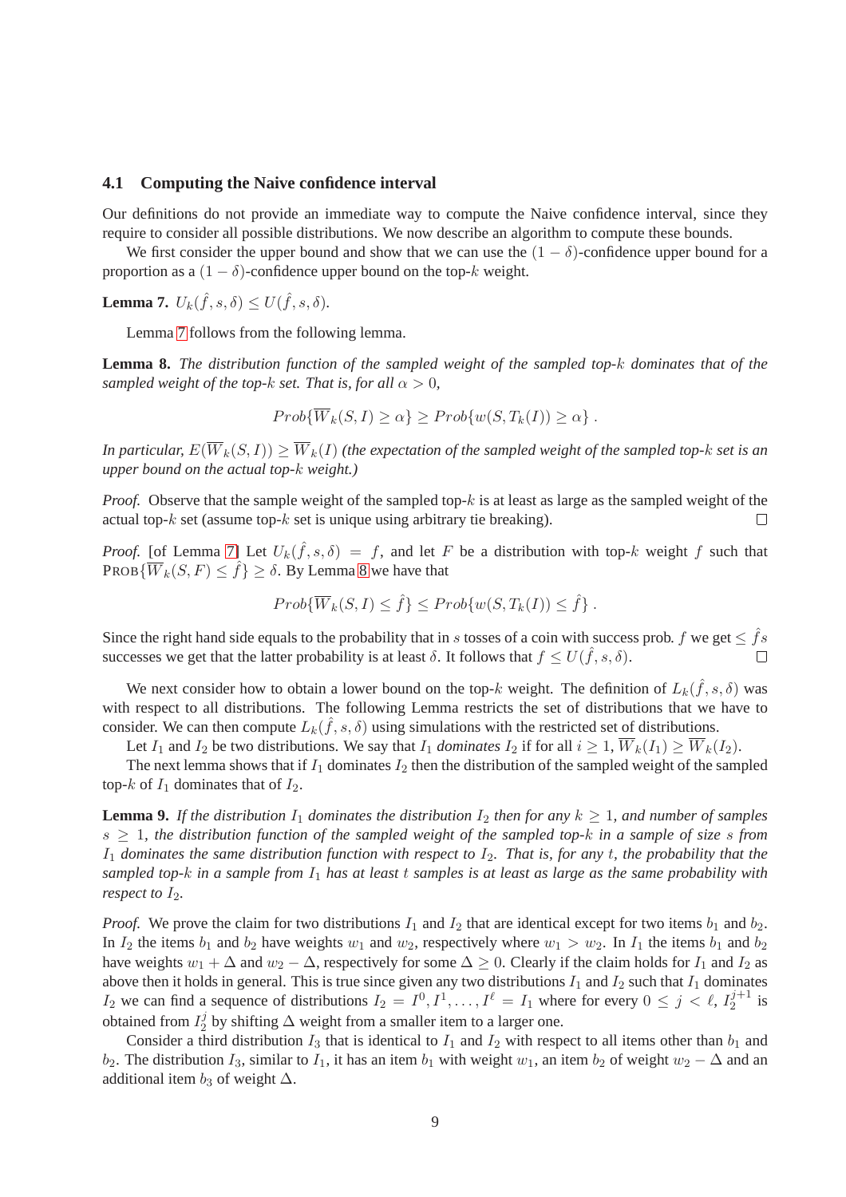### 4.1 Computing the Naive confidence interval

Our definitions do not provide an immediate way to compute the Naive confidence interval, since they require to consider all possible distributions. We now describe an algorithm to compute these bounds.

We first consider the upper bound and show that we can use the $(1-\delta)$-confidence upper bound for a proportion as a $(1-\delta)$-confidence upper bound on the top-$k$ weight.

**Lemma 7.** *$U_k(\hat{f}, s, \delta) \leq U(\hat{f}, s, \delta)$.*

Lemma 7 follows from the following lemma.

**Lemma 8.** *The distribution function of the sampled weight of the sampled top-$k$ dominates that of the sampled weight of the top-$k$ set. That is, for all $\alpha > 0$,*

$$Prob\{\overline{W}_k(S, I) \geq \alpha\} \geq Prob\{w(S, T_k(I)) \geq \alpha\} \ .$$

*In particular, $E(\overline{W}_k(S, I)) \geq \overline{W}_k(I)$ (the expectation of the sampled weight of the sampled top-$k$ set is an upper bound on the actual top-$k$ weight.)*

*Proof.* Observe that the sample weight of the sampled top-$k$ is at least as large as the sampled weight of the actual top-$k$ set (assume top-$k$ set is unique using arbitrary tie breaking). □

*Proof.* [of Lemma 7] Let $U_k(\hat{f}, s, \delta) = f$, and let $F$ be a distribution with top-$k$ weight $f$ such that $\text{PROB}\{\overline{W}_k(S, F) \leq \hat{f}\} \geq \delta$. By Lemma 8 we have that

$$Prob\{\overline{W}_k(S, I) \leq \hat{f}\} \leq Prob\{w(S, T_k(I)) \leq \hat{f}\} \ .$$

Since the right hand side equals to the probability that in $s$ tosses of a coin with success prob. $f$ we get $\leq \hat{f}s$ successes we get that the latter probability is at least $\delta$. It follows that $f \leq U(\hat{f}, s, \delta)$. □

We next consider how to obtain a lower bound on the top-$k$ weight. The definition of $L_k(\hat{f}, s, \delta)$ was with respect to all distributions. The following Lemma restricts the set of distributions that we have to consider. We can then compute $L_k(\hat{f}, s, \delta)$ using simulations with the restricted set of distributions.

Let $I_1$ and $I_2$ be two distributions. We say that $I_1$ *dominates* $I_2$ if for all $i \geq 1$, $\overline{W}_k(I_1) \geq \overline{W}_k(I_2)$.

The next lemma shows that if $I_1$ dominates $I_2$ then the distribution of the sampled weight of the sampled top-$k$ of $I_1$ dominates that of $I_2$.

**Lemma 9.** *If the distribution $I_1$ dominates the distribution $I_2$ then for any $k \geq 1$, and number of samples $s \geq 1$, the distribution function of the sampled weight of the sampled top-$k$ in a sample of size $s$ from $I_1$ dominates the same distribution function with respect to $I_2$. That is, for any $t$, the probability that the sampled top-$k$ in a sample from $I_1$ has at least $t$ samples is at least as large as the same probability with respect to $I_2$.*

*Proof.* We prove the claim for two distributions $I_1$ and $I_2$ that are identical except for two items $b_1$ and $b_2$. In $I_2$ the items $b_1$ and $b_2$ have weights $w_1$ and $w_2$, respectively where $w_1 > w_2$. In $I_1$ the items $b_1$ and $b_2$ have weights $w_1 + \Delta$ and $w_2 - \Delta$, respectively for some $\Delta \geq 0$. Clearly if the claim holds for $I_1$ and $I_2$ as above then it holds in general. This is true since given any two distributions $I_1$ and $I_2$ such that $I_1$ dominates $I_2$ we can find a sequence of distributions $I_2 = I^0, I^1, \ldots, I^\ell = I_1$ where for every $0 \leq j < \ell$, $I_2^{j+1}$ is obtained from $I_2^j$ by shifting $\Delta$ weight from a smaller item to a larger one.

Consider a third distribution $I_3$ that is identical to $I_1$ and $I_2$ with respect to all items other than $b_1$ and $b_2$. The distribution $I_3$, similar to $I_1$, it has an item $b_1$ with weight $w_1$, an item $b_2$ of weight $w_2 - \Delta$ and an additional item $b_3$ of weight $\Delta$.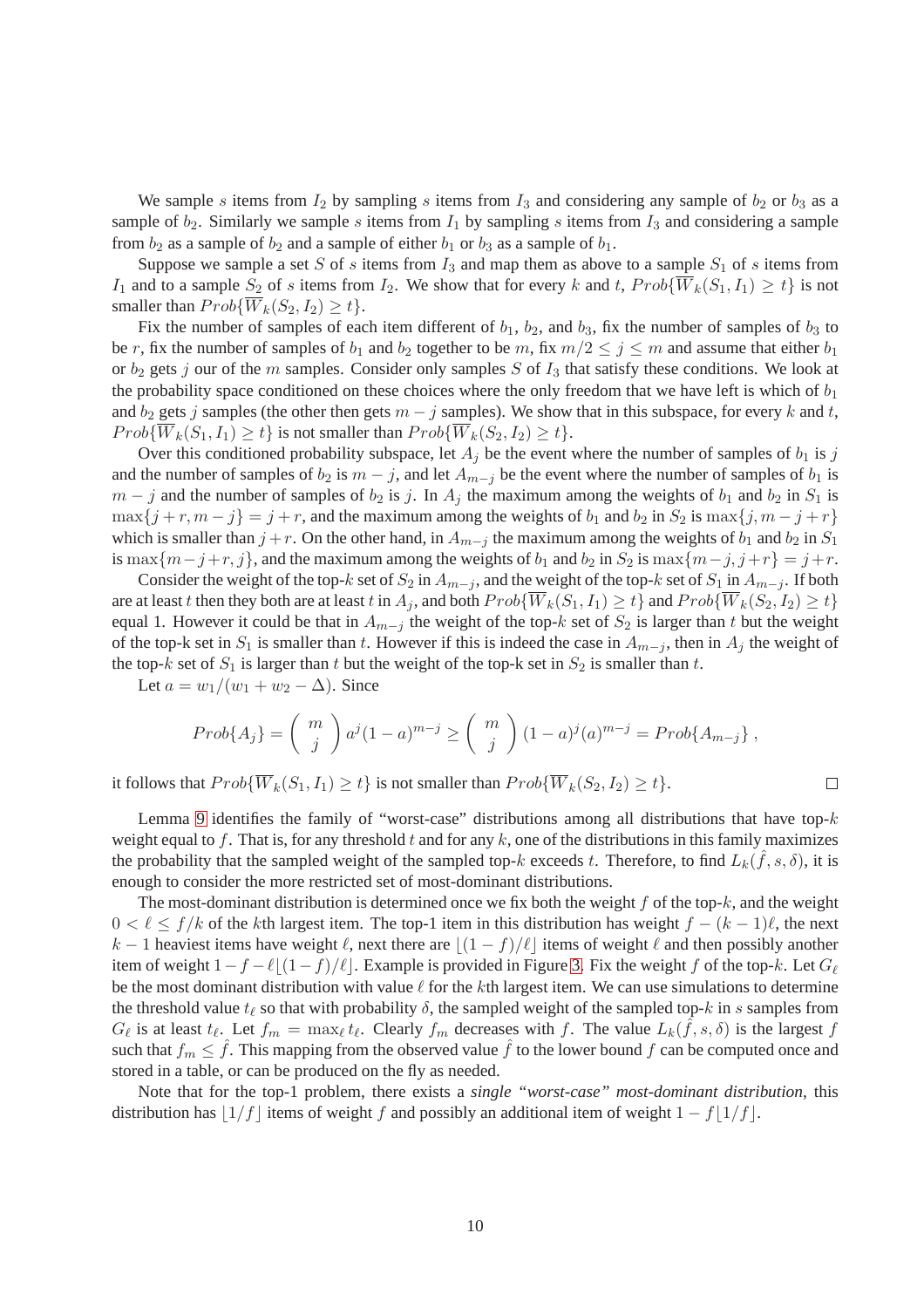We sample $s$ items from $I_2$ by sampling $s$ items from $I_3$ and considering any sample of $b_2$ or $b_3$ as a sample of $b_2$. Similarly we sample $s$ items from $I_1$ by sampling $s$ items from $I_3$ and considering a sample from $b_2$ as a sample of $b_2$ and a sample of either $b_1$ or $b_3$ as a sample of $b_1$.

Suppose we sample a set $S$ of $s$ items from $I_3$ and map them as above to a sample $S_1$ of $s$ items from $I_1$ and to a sample $S_2$ of $s$ items from $I_2$. We show that for every $k$ and $t$, $Prob\{\overline{W}_k(S_1, I_1) \geq t\}$ is not smaller than $Prob\{\overline{W}_k(S_2, I_2) \geq t\}$.

Fix the number of samples of each item different of $b_1$, $b_2$, and $b_3$, fix the number of samples of $b_3$ to be $r$, fix the number of samples of $b_1$ and $b_2$ together to be $m$, fix $m/2 \leq j \leq m$ and assume that either $b_1$ or $b_2$ gets $j$ our of the $m$ samples. Consider only samples $S$ of $I_3$ that satisfy these conditions. We look at the probability space conditioned on these choices where the only freedom that we have left is which of $b_1$ and $b_2$ gets $j$ samples (the other then gets $m - j$ samples). We show that in this subspace, for every $k$ and $t$, $Prob\{\overline{W}_k(S_1, I_1) \geq t\}$ is not smaller than $Prob\{\overline{W}_k(S_2, I_2) \geq t\}$.

Over this conditioned probability subspace, let $A_j$ be the event where the number of samples of $b_1$ is $j$ and the number of samples of $b_2$ is $m - j$, and let $A_{m-j}$ be the event where the number of samples of $b_1$ is $m - j$ and the number of samples of $b_2$ is $j$. In $A_j$ the maximum among the weights of $b_1$ and $b_2$ in $S_1$ is $\max\{j + r, m - j\} = j + r$, and the maximum among the weights of $b_1$ and $b_2$ in $S_2$ is $\max\{j, m - j + r\}$ which is smaller than $j + r$. On the other hand, in $A_{m-j}$ the maximum among the weights of $b_1$ and $b_2$ in $S_1$ is $\max\{m-j+r, j\}$, and the maximum among the weights of $b_1$ and $b_2$ in $S_2$ is $\max\{m-j, j+r\} = j+r$.

Consider the weight of the top-$k$ set of $S_2$ in $A_{m-j}$, and the weight of the top-$k$ set of $S_1$ in $A_{m-j}$. If both are at least $t$ then they both are at least $t$ in $A_j$, and both $Prob\{\overline{W}_k(S_1, I_1) \geq t\}$ and $Prob\{\overline{W}_k(S_2, I_2) \geq t\}$ equal 1. However it could be that in $A_{m-j}$ the weight of the top-$k$ set of $S_2$ is larger than $t$ but the weight of the top-k set in $S_1$ is smaller than $t$. However if this is indeed the case in $A_{m-j}$, then in $A_j$ the weight of the top-$k$ set of $S_1$ is larger than $t$ but the weight of the top-k set in $S_2$ is smaller than $t$.

Let $a = w_1/(w_1 + w_2 - \Delta)$. Since

$$Prob\{A_j\} = \binom{m}{j} a^j (1-a)^{m-j} \geq \binom{m}{j} (1-a)^j (a)^{m-j} = Prob\{A_{m-j}\} ,$$

it follows that $Prob\{\overline{W}_k(S_1, I_1) \geq t\}$ is not smaller than $Prob\{\overline{W}_k(S_2, I_2) \geq t\}$. □

Lemma 9 identifies the family of "worst-case" distributions among all distributions that have top-$k$ weight equal to $f$. That is, for any threshold $t$ and for any $k$, one of the distributions in this family maximizes the probability that the sampled weight of the sampled top-$k$ exceeds $t$. Therefore, to find $L_k(\hat{f}, s, \delta)$, it is enough to consider the more restricted set of most-dominant distributions.

The most-dominant distribution is determined once we fix both the weight $f$ of the top-$k$, and the weight $0 < \ell \leq f/k$ of the $k$th largest item. The top-1 item in this distribution has weight $f - (k-1)\ell$, the next $k - 1$ heaviest items have weight $\ell$, next there are $\lfloor (1-f)/\ell \rfloor$ items of weight $\ell$ and then possibly another item of weight $1 - f - \ell\lfloor (1-f)/\ell \rfloor$. Example is provided in Figure 3. Fix the weight $f$ of the top-$k$. Let $G_\ell$ be the most dominant distribution with value $\ell$ for the $k$th largest item. We can use simulations to determine the threshold value $t_\ell$ so that with probability $\delta$, the sampled weight of the sampled top-$k$ in $s$ samples from $G_\ell$ is at least $t_\ell$. Let $f_m = \max_\ell t_\ell$. Clearly $f_m$ decreases with $f$. The value $L_k(\hat{f}, s, \delta)$ is the largest $f$ such that $f_m \leq \hat{f}$. This mapping from the observed value $\hat{f}$ to the lower bound $f$ can be computed once and stored in a table, or can be produced on the fly as needed.

Note that for the top-1 problem, there exists a *single "worst-case" most-dominant distribution*, this distribution has $\lfloor 1/f \rfloor$ items of weight $f$ and possibly an additional item of weight $1 - f\lfloor 1/f \rfloor$.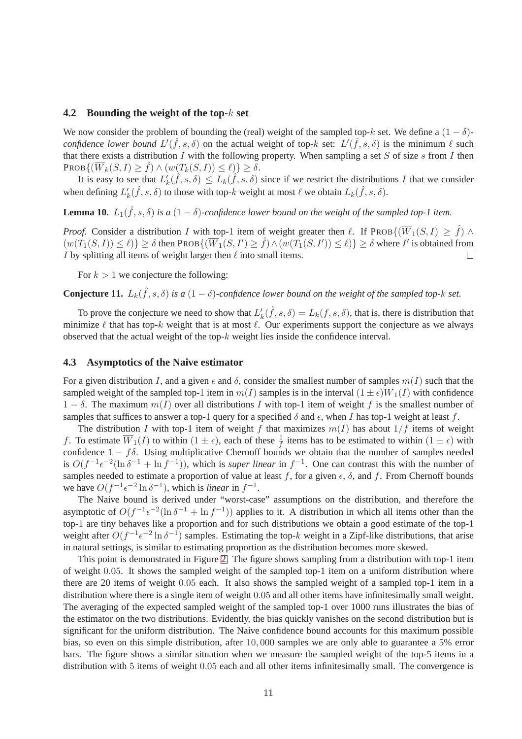### 4.2 Bounding the weight of the top-$k$ set

We now consider the problem of bounding the (real) weight of the sampled top-$k$ set. We define a $(1-\delta)$-*confidence lower bound* $L'(\hat{f}, s, \delta)$ on the actual weight of top-$k$ set: $L'(\hat{f}, s, \delta)$ is the minimum $\ell$ such that there exists a distribution $I$ with the following property. When sampling a set $S$ of size $s$ from $I$ then $\text{PROB}\{(\overline{W}_k(S,I) \geq \hat{f}) \wedge (w(T_k(S,I)) \leq \ell)\} \geq \delta$.

It is easy to see that $L'_k(\hat{f}, s, \delta) \leq L_k(\hat{f}, s, \delta)$ since if we restrict the distributions $I$ that we consider when defining $L'_k(\hat{f}, s, \delta)$ to those with top-$k$ weight at most $\ell$ we obtain $L_k(\hat{f}, s, \delta)$.

**Lemma 10.** *$L_1(\hat{f}, s, \delta)$ is a $(1-\delta)$-confidence lower bound on the weight of the sampled top-1 item.*

*Proof.* Consider a distribution $I$ with top-1 item of weight greater then $\ell$. If $\text{PROB}\{(\overline{W}_1(S,I) \geq \hat{f}) \wedge (w(T_1(S,I)) \leq \ell)\} \geq \delta$ then $\text{PROB}\{(\overline{W}_1(S,I') \geq \hat{f}) \wedge (w(T_1(S,I')) \leq \ell)\} \geq \delta$ where $I'$ is obtained from $I$ by splitting all items of weight larger then $\ell$ into small items. □

For $k > 1$ we conjecture the following:

**Conjecture 11.** *$L_k(\hat{f}, s, \delta)$ is a $(1-\delta)$-confidence lower bound on the weight of the sampled top-$k$ set.*

To prove the conjecture we need to show that $L'_k(\hat{f}, s, \delta) = L_k(f, s, \delta)$, that is, there is distribution that minimize $\ell$ that has top-$k$ weight that is at most $\ell$. Our experiments support the conjecture as we always observed that the actual weight of the top-$k$ weight lies inside the confidence interval.

### 4.3 Asymptotics of the Naive estimator

For a given distribution $I$, and a given $\epsilon$ and $\delta$, consider the smallest number of samples $m(I)$ such that the sampled weight of the sampled top-1 item in $m(I)$ samples is in the interval $(1 \pm \epsilon)\overline{W}_1(I)$ with confidence $1-\delta$. The maximum $m(I)$ over all distributions $I$ with top-1 item of weight $f$ is the smallest number of samples that suffices to answer a top-1 query for a specified $\delta$ and $\epsilon$, when $I$ has top-1 weight at least $f$.

The distribution $I$ with top-1 item of weight $f$ that maximizes $m(I)$ has about $1/f$ items of weight $f$. To estimate $\overline{W}_1(I)$ to within $(1 \pm \epsilon)$, each of these $\frac{1}{f}$ items has to be estimated to within $(1 \pm \epsilon)$ with confidence $1 - f\delta$. Using multiplicative Chernoff bounds we obtain that the number of samples needed is $O(f^{-1}\epsilon^{-2}(\ln \delta^{-1} + \ln f^{-1}))$, which is *super linear* in $f^{-1}$. One can contrast this with the number of samples needed to estimate a proportion of value at least $f$, for a given $\epsilon$, $\delta$, and $f$. From Chernoff bounds we have $O(f^{-1}\epsilon^{-2} \ln \delta^{-1})$, which is *linear* in $f^{-1}$.

The Naive bound is derived under "worst-case" assumptions on the distribution, and therefore the asymptotic of $O(f^{-1}\epsilon^{-2}(\ln \delta^{-1} + \ln f^{-1}))$ applies to it. A distribution in which all items other than the top-1 are tiny behaves like a proportion and for such distributions we obtain a good estimate of the top-1 weight after $O(f^{-1}\epsilon^{-2} \ln \delta^{-1})$ samples. Estimating the top-$k$ weight in a Zipf-like distributions, that arise in natural settings, is similar to estimating proportion as the distribution becomes more skewed.

This point is demonstrated in Figure 2. The figure shows sampling from a distribution with top-1 item of weight $0.05$. It shows the sampled weight of the sampled top-1 item on a uniform distribution where there are 20 items of weight $0.05$ each. It also shows the sampled weight of a sampled top-1 item in a distribution where there is a single item of weight $0.05$ and all other items have infinitesimally small weight. The averaging of the expected sampled weight of the sampled top-1 over 1000 runs illustrates the bias of the estimator on the two distributions. Evidently, the bias quickly vanishes on the second distribution but is significant for the uniform distribution. The Naive confidence bound accounts for this maximum possible bias, so even on this simple distribution, after $10,000$ samples we are only able to guarantee a 5% error bars. The figure shows a similar situation when we measure the sampled weight of the top-5 items in a distribution with $5$ items of weight $0.05$ each and all other items infinitesimally small. The convergence is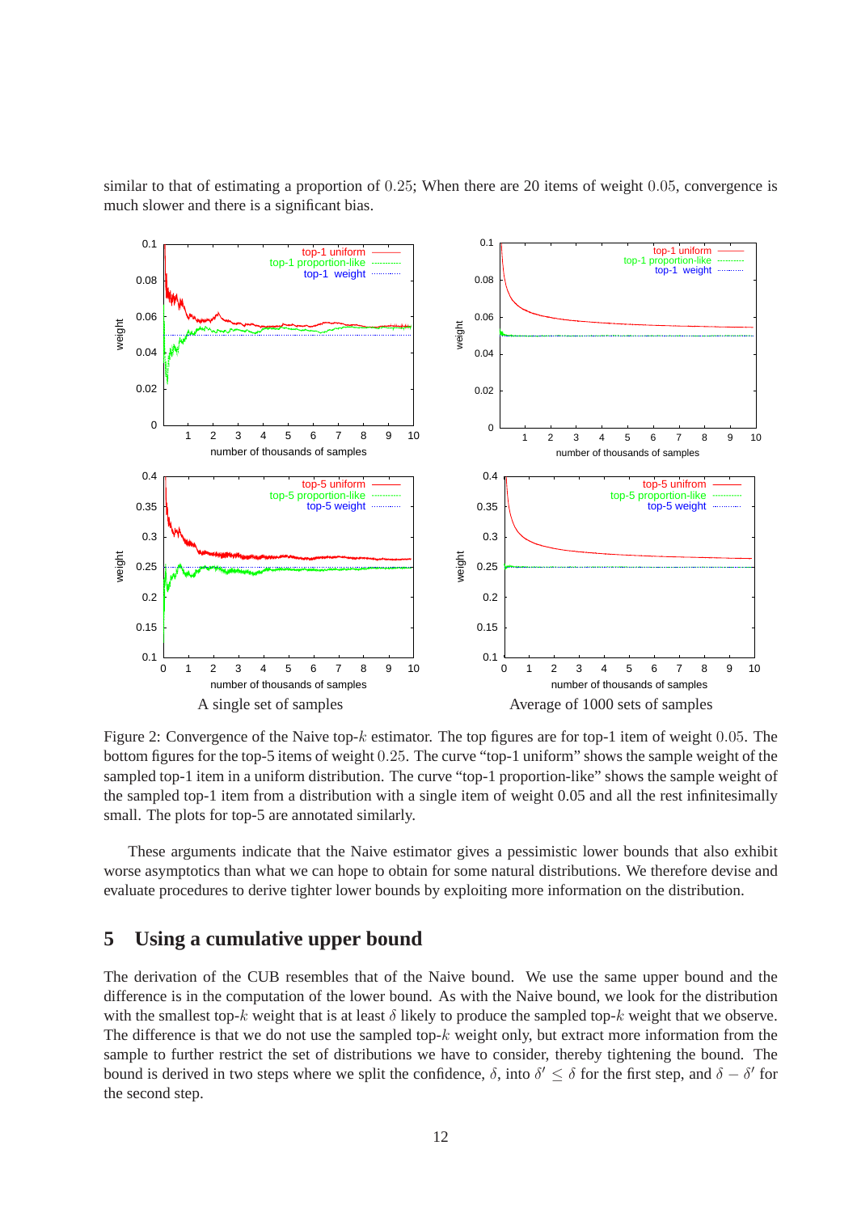similar to that of estimating a proportion of $0.25$; When there are 20 items of weight $0.05$, convergence is much slower and there is a significant bias.

A single set of samples

Average of 1000 sets of samples

Figure 2: Convergence of the Naive top-$k$ estimator. The top figures are for top-1 item of weight $0.05$. The bottom figures for the top-5 items of weight $0.25$. The curve "top-1 uniform" shows the sample weight of the sampled top-1 item in a uniform distribution. The curve "top-1 proportion-like" shows the sample weight of the sampled top-1 item from a distribution with a single item of weight 0.05 and all the rest infinitesimally small. The plots for top-5 are annotated similarly.

These arguments indicate that the Naive estimator gives a pessimistic lower bounds that also exhibit worse asymptotics than what we can hope to obtain for some natural distributions. We therefore devise and evaluate procedures to derive tighter lower bounds by exploiting more information on the distribution.

## 5 Using a cumulative upper bound

The derivation of the CUB resembles that of the Naive bound. We use the same upper bound and the difference is in the computation of the lower bound. As with the Naive bound, we look for the distribution with the smallest top-$k$ weight that is at least $\delta$ likely to produce the sampled top-$k$ weight that we observe. The difference is that we do not use the sampled top-$k$ weight only, but extract more information from the sample to further restrict the set of distributions we have to consider, thereby tightening the bound. The bound is derived in two steps where we split the confidence, $\delta$, into $\delta' \leq \delta$ for the first step, and $\delta - \delta'$ for the second step.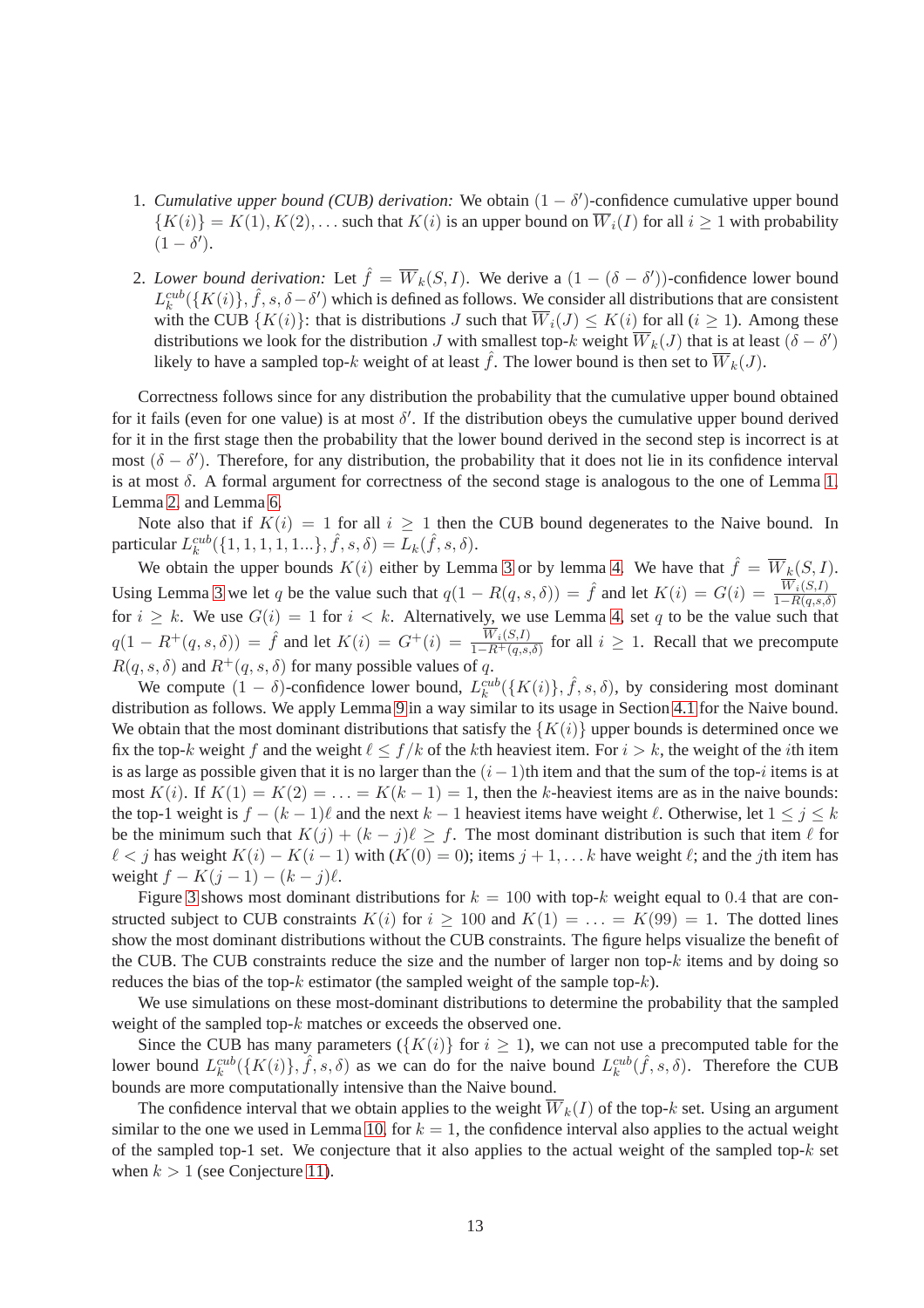1. *Cumulative upper bound (CUB) derivation:* We obtain $(1-\delta')$-confidence cumulative upper bound $\{K(i)\} = K(1), K(2), \ldots$ such that $K(i)$ is an upper bound on $\overline{W}_i(I)$ for all $i \geq 1$ with probability $(1-\delta')$.

2. *Lower bound derivation:* Let $\hat{f} = \overline{W}_k(S, I)$. We derive a $(1-(\delta-\delta'))$-confidence lower bound $L_k^{cub}(\{K(i)\}, \hat{f}, s, \delta-\delta')$ which is defined as follows. We consider all distributions that are consistent with the CUB $\{K(i)\}$: that is distributions $J$ such that $\overline{W}_i(J) \leq K(i)$ for all $(i \geq 1)$. Among these distributions we look for the distribution $J$ with smallest top-$k$ weight $\overline{W}_k(J)$ that is at least $(\delta-\delta')$ likely to have a sampled top-$k$ weight of at least $\hat{f}$. The lower bound is then set to $\overline{W}_k(J)$.

Correctness follows since for any distribution the probability that the cumulative upper bound obtained for it fails (even for one value) is at most $\delta'$. If the distribution obeys the cumulative upper bound derived for it in the first stage then the probability that the lower bound derived in the second step is incorrect is at most $(\delta-\delta')$. Therefore, for any distribution, the probability that it does not lie in its confidence interval is at most $\delta$. A formal argument for correctness of the second stage is analogous to the one of Lemma 1, Lemma 2, and Lemma 6.

Note also that if $K(i) = 1$ for all $i \geq 1$ then the CUB bound degenerates to the Naive bound. In particular $L_k^{cub}(\{1,1,1,1,1\ldots\}, \hat{f}, s, \delta) = L_k(\hat{f}, s, \delta)$.

We obtain the upper bounds $K(i)$ either by Lemma 3 or by lemma 4. We have that $\hat{f} = \overline{W}_k(S, I)$. Using Lemma 3 we let $q$ be the value such that $q(1-R(q,s,\delta)) = \hat{f}$ and let $K(i) = G(i) = \frac{\overline{W}_i(S,I)}{1-R(q,s,\delta)}$ for $i \geq k$. We use $G(i) = 1$ for $i < k$. Alternatively, we use Lemma 4, set $q$ to be the value such that $q(1-R^+(q,s,\delta)) = \hat{f}$ and let $K(i) = G^+(i) = \frac{\overline{W}_i(S,I)}{1-R^+(q,s,\delta)}$ for all $i \geq 1$. Recall that we precompute $R(q,s,\delta)$ and $R^+(q,s,\delta)$ for many possible values of $q$.

We compute $(1-\delta)$-confidence lower bound, $L_k^{cub}(\{K(i)\}, \hat{f}, s, \delta)$, by considering most dominant distribution as follows. We apply Lemma 9 in a way similar to its usage in Section 4.1 for the Naive bound. We obtain that the most dominant distributions that satisfy the $\{K(i)\}$ upper bounds is determined once we fix the top-$k$ weight $f$ and the weight $\ell \leq f/k$ of the $k$th heaviest item. For $i > k$, the weight of the $i$th item is as large as possible given that it is no larger than the $(i-1)$th item and that the sum of the top-$i$ items is at most $K(i)$. If $K(1) = K(2) = \ldots = K(k-1) = 1$, then the $k$-heaviest items are as in the naive bounds: the top-1 weight is $f-(k-1)\ell$ and the next $k-1$ heaviest items have weight $\ell$. Otherwise, let $1 \leq j \leq k$ be the minimum such that $K(j) + (k-j)\ell \geq f$. The most dominant distribution is such that item $\ell$ for $\ell < j$ has weight $K(i) - K(i-1)$ with $(K(0) = 0)$; items $j+1, \ldots k$ have weight $\ell$; and the $j$th item has weight $f - K(j-1) - (k-j)\ell$.

Figure 3 shows most dominant distributions for $k = 100$ with top-$k$ weight equal to $0.4$ that are constructed subject to CUB constraints $K(i)$ for $i \geq 100$ and $K(1) = \ldots = K(99) = 1$. The dotted lines show the most dominant distributions without the CUB constraints. The figure helps visualize the benefit of the CUB. The CUB constraints reduce the size and the number of larger non top-$k$ items and by doing so reduces the bias of the top-$k$ estimator (the sampled weight of the sample top-$k$).

We use simulations on these most-dominant distributions to determine the probability that the sampled weight of the sampled top-$k$ matches or exceeds the observed one.

Since the CUB has many parameters ($\{K(i)\}$ for $i \geq 1$), we can not use a precomputed table for the lower bound $L_k^{cub}(\{K(i)\}, \hat{f}, s, \delta)$ as we can do for the naive bound $L_k^{cub}(\hat{f}, s, \delta)$. Therefore the CUB bounds are more computationally intensive than the Naive bound.

The confidence interval that we obtain applies to the weight $\overline{W}_k(I)$ of the top-$k$ set. Using an argument similar to the one we used in Lemma 10, for $k = 1$, the confidence interval also applies to the actual weight of the sampled top-1 set. We conjecture that it also applies to the actual weight of the sampled top-$k$ set when $k > 1$ (see Conjecture 11).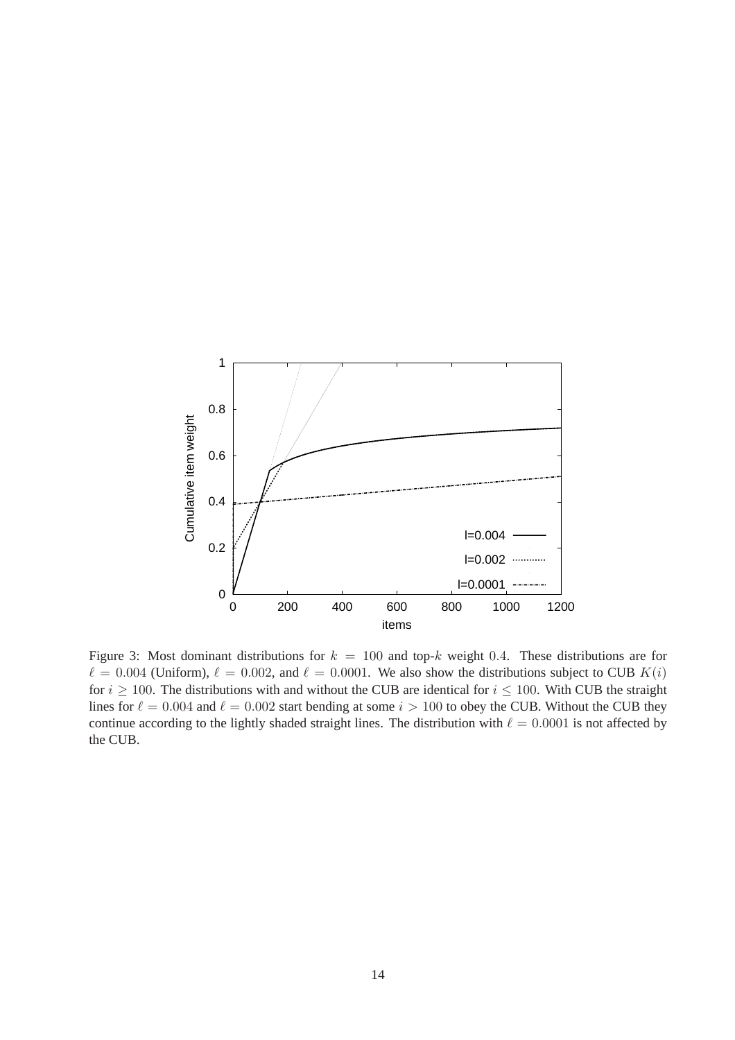Figure 3: Most dominant distributions for $k = 100$ and top-$k$ weight $0.4$. These distributions are for $\ell = 0.004$ (Uniform), $\ell = 0.002$, and $\ell = 0.0001$. We also show the distributions subject to CUB $K(i)$ for $i \geq 100$. The distributions with and without the CUB are identical for $i \leq 100$. With CUB the straight lines for $\ell = 0.004$ and $\ell = 0.002$ start bending at some $i > 100$ to obey the CUB. Without the CUB they continue according to the lightly shaded straight lines. The distribution with $\ell = 0.0001$ is not affected by the CUB.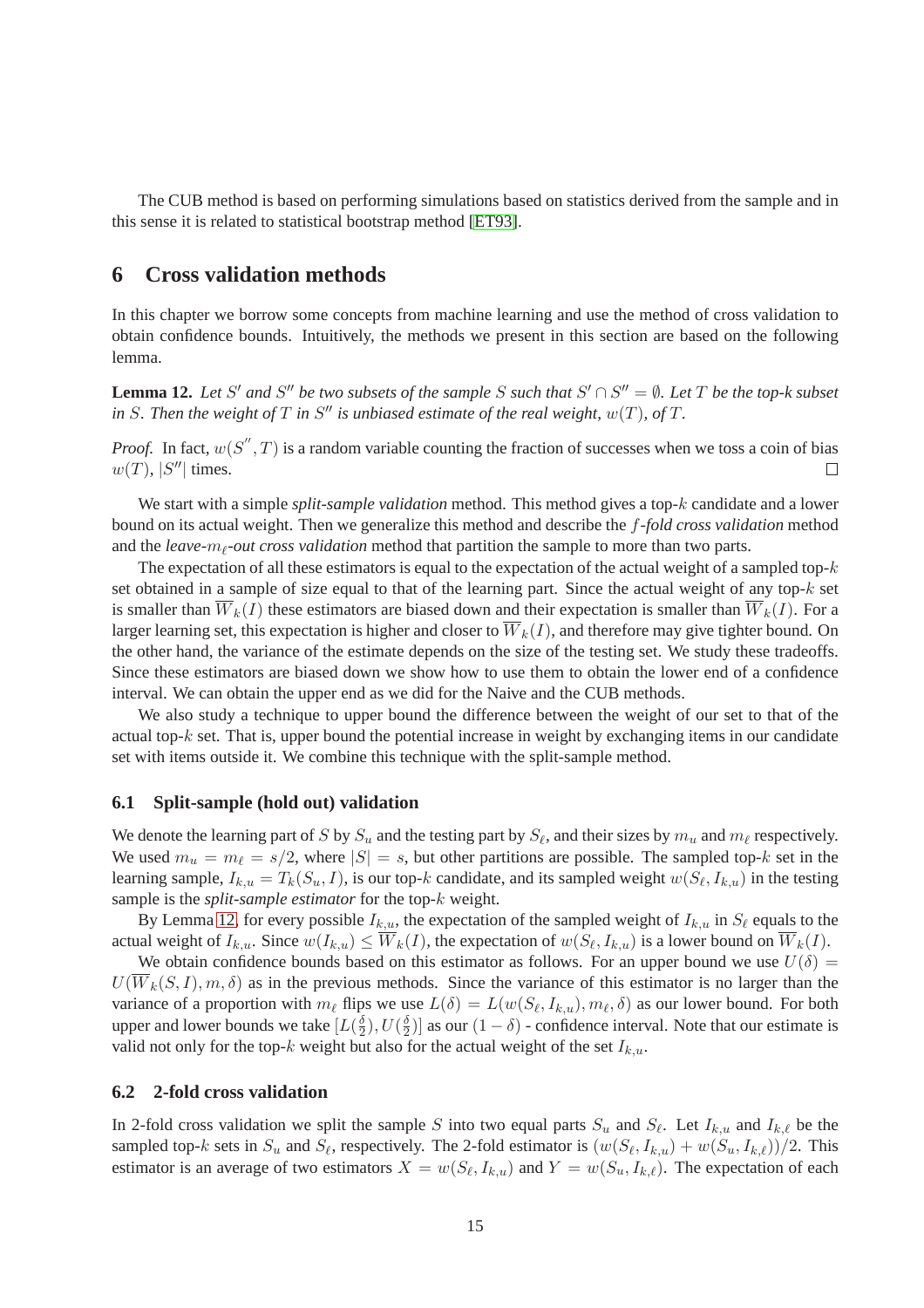The CUB method is based on performing simulations based on statistics derived from the sample and in this sense it is related to statistical bootstrap method [ET93].

## 6 Cross validation methods

In this chapter we borrow some concepts from machine learning and use the method of cross validation to obtain confidence bounds. Intuitively, the methods we present in this section are based on the following lemma.

**Lemma 12.** *Let $S'$ and $S''$ be two subsets of the sample $S$ such that $S' \cap S'' = \emptyset$. Let $T$ be the top-k subset in $S$. Then the weight of $T$ in $S''$ is unbiased estimate of the real weight, $w(T)$, of $T$.*

*Proof.* In fact, $w(S'', T)$ is a random variable counting the fraction of successes when we toss a coin of bias $w(T)$, $|S''|$ times. □

We start with a simple ***split-sample validation*** method. This method gives a top-$k$ candidate and a lower bound on its actual weight. Then we generalize this method and describe the ***$f$-fold cross validation*** method and the ***leave-$m_\ell$-out cross validation*** method that partition the sample to more than two parts.

The expectation of all these estimators is equal to the expectation of the actual weight of a sampled top-$k$ set obtained in a sample of size equal to that of the learning part. Since the actual weight of any top-$k$ set is smaller than $\overline{W}_k(I)$ these estimators are biased down and their expectation is smaller than $\overline{W}_k(I)$. For a larger learning set, this expectation is higher and closer to $\overline{W}_k(I)$, and therefore may give tighter bound. On the other hand, the variance of the estimate depends on the size of the testing set. We study these tradeoffs. Since these estimators are biased down we show how to use them to obtain the lower end of a confidence interval. We can obtain the upper end as we did for the Naive and the CUB methods.

We also study a technique to upper bound the difference between the weight of our set to that of the actual top-$k$ set. That is, upper bound the potential increase in weight by exchanging items in our candidate set with items outside it. We combine this technique with the split-sample method.

### 6.1 Split-sample (hold out) validation

We denote the learning part of $S$ by $S_u$ and the testing part by $S_\ell$, and their sizes by $m_u$ and $m_\ell$ respectively. We used $m_u = m_\ell = s/2$, where $|S| = s$, but other partitions are possible. The sampled top-$k$ set in the learning sample, $I_{k,u} = T_k(S_u, I)$, is our top-$k$ candidate, and its sampled weight $w(S_\ell, I_{k,u})$ in the testing sample is the ***split-sample estimator*** for the top-$k$ weight.

By Lemma 12, for every possible $I_{k,u}$, the expectation of the sampled weight of $I_{k,u}$ in $S_\ell$ equals to the actual weight of $I_{k,u}$. Since $w(I_{k,u}) \leq \overline{W}_k(I)$, the expectation of $w(S_\ell, I_{k,u})$ is a lower bound on $\overline{W}_k(I)$.

We obtain confidence bounds based on this estimator as follows. For an upper bound we use $U(\delta) = U(\overline{W}_k(S, I), m, \delta)$ as in the previous methods. Since the variance of this estimator is no larger than the variance of a proportion with $m_\ell$ flips we use $L(\delta) = L(w(S_\ell, I_{k,u}), m_\ell, \delta)$ as our lower bound. For both upper and lower bounds we take $[L(\frac{\delta}{2}), U(\frac{\delta}{2})]$ as our $(1-\delta)$ - confidence interval. Note that our estimate is valid not only for the top-$k$ weight but also for the actual weight of the set $I_{k,u}$.

### 6.2 2-fold cross validation

In 2-fold cross validation we split the sample $S$ into two equal parts $S_u$ and $S_\ell$. Let $I_{k,u}$ and $I_{k,\ell}$ be the sampled top-$k$ sets in $S_u$ and $S_\ell$, respectively. The 2-fold estimator is $(w(S_\ell, I_{k,u}) + w(S_u, I_{k,\ell}))/2$. This estimator is an average of two estimators $X = w(S_\ell, I_{k,u})$ and $Y = w(S_u, I_{k,\ell})$. The expectation of each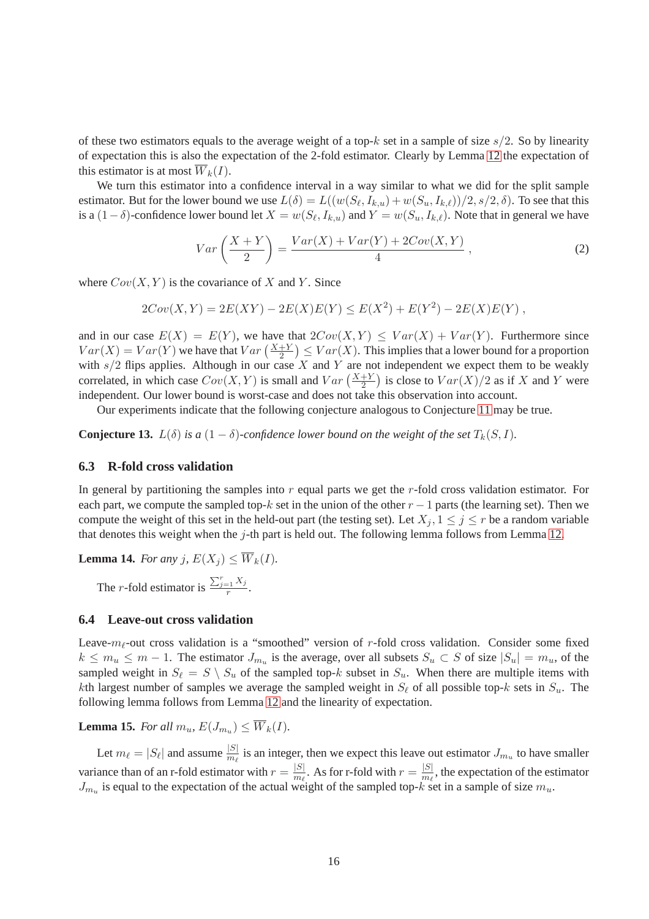of these two estimators equals to the average weight of a top-$k$ set in a sample of size $s/2$. So by linearity of expectation this is also the expectation of the 2-fold estimator. Clearly by Lemma 12 the expectation of this estimator is at most $\overline{W}_k(I)$.

We turn this estimator into a confidence interval in a way similar to what we did for the split sample estimator. But for the lower bound we use $L(\delta) = L((w(S_\ell, I_{k,u}) + w(S_u, I_{k,\ell}))/2, s/2, \delta)$. To see that this is a $(1-\delta)$-confidence lower bound let $X = w(S_\ell, I_{k,u})$ and $Y = w(S_u, I_{k,\ell})$. Note that in general we have

$$Var\left(\frac{X+Y}{2}\right) = \frac{Var(X) + Var(Y) + 2Cov(X,Y)}{4} \, , \tag{2}$$

where $Cov(X,Y)$ is the covariance of $X$ and $Y$. Since

$$2Cov(X,Y) = 2E(XY) - 2E(X)E(Y) \le E(X^2) + E(Y^2) - 2E(X)E(Y) \, ,$$

and in our case $E(X) = E(Y)$, we have that $2Cov(X,Y) \le Var(X) + Var(Y)$. Furthermore since $Var(X) = Var(Y)$ we have that $Var\left(\frac{X+Y}{2}\right) \le Var(X)$. This implies that a lower bound for a proportion with $s/2$ flips applies. Although in our case $X$ and $Y$ are not independent we expect them to be weakly correlated, in which case $Cov(X,Y)$ is small and $Var\left(\frac{X+Y}{2}\right)$ is close to $Var(X)/2$ as if $X$ and $Y$ were independent. Our lower bound is worst-case and does not take this observation into account.

Our experiments indicate that the following conjecture analogous to Conjecture 11 may be true.

**Conjecture 13.** *$L(\delta)$ is a $(1-\delta)$-confidence lower bound on the weight of the set $T_k(S,I)$.*

### 6.3 R-fold cross validation

In general by partitioning the samples into $r$ equal parts we get the $r$-fold cross validation estimator. For each part, we compute the sampled top-$k$ set in the union of the other $r-1$ parts (the learning set). Then we compute the weight of this set in the held-out part (the testing set). Let $X_j, 1 \le j \le r$ be a random variable that denotes this weight when the $j$-th part is held out. The following lemma follows from Lemma 12.

**Lemma 14.** *For any $j$, $E(X_j) \le \overline{W}_k(I)$.*

The $r$-fold estimator is $\frac{\sum_{j=1}^r X_j}{r}$.

### 6.4 Leave-out cross validation

Leave-$m_\ell$-out cross validation is a "smoothed" version of $r$-fold cross validation. Consider some fixed $k \le m_u \le m-1$. The estimator $J_{m_u}$ is the average, over all subsets $S_u \subset S$ of size $|S_u| = m_u$, of the sampled weight in $S_\ell = S \setminus S_u$ of the sampled top-$k$ subset in $S_u$. When there are multiple items with $k$th largest number of samples we average the sampled weight in $S_\ell$ of all possible top-$k$ sets in $S_u$. The following lemma follows from Lemma 12 and the linearity of expectation.

**Lemma 15.** *For all $m_u$, $E(J_{m_u}) \le \overline{W}_k(I)$.*

Let $m_\ell = |S_\ell|$ and assume $\frac{|S|}{m_\ell}$ is an integer, then we expect this leave out estimator $J_{m_u}$ to have smaller variance than of an r-fold estimator with $r = \frac{|S|}{m_\ell}$. As for r-fold with $r = \frac{|S|}{m_\ell}$, the expectation of the estimator $J_{m_u}$ is equal to the expectation of the actual weight of the sampled top-$k$ set in a sample of size $m_u$.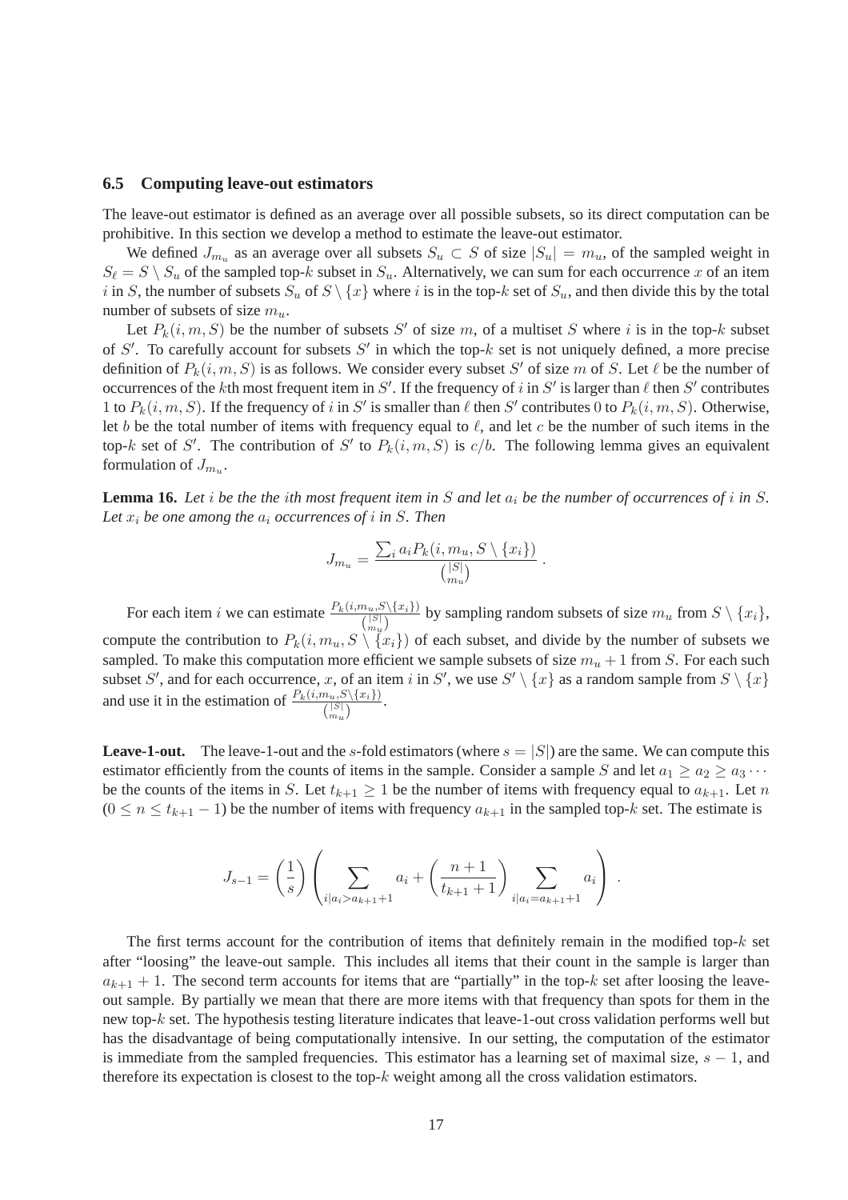### 6.5 Computing leave-out estimators

The leave-out estimator is defined as an average over all possible subsets, so its direct computation can be prohibitive. In this section we develop a method to estimate the leave-out estimator.

We defined $J_{m_u}$ as an average over all subsets $S_u \subset S$ of size $|S_u| = m_u$, of the sampled weight in $S_\ell = S \setminus S_u$ of the sampled top-$k$ subset in $S_u$. Alternatively, we can sum for each occurrence $x$ of an item $i$ in $S$, the number of subsets $S_u$ of $S \setminus \{x\}$ where $i$ is in the top-$k$ set of $S_u$, and then divide this by the total number of subsets of size $m_u$.

Let $P_k(i, m, S)$ be the number of subsets $S'$ of size $m$, of a multiset $S$ where $i$ is in the top-$k$ subset of $S'$. To carefully account for subsets $S'$ in which the top-$k$ set is not uniquely defined, a more precise definition of $P_k(i, m, S)$ is as follows. We consider every subset $S'$ of size $m$ of $S$. Let $\ell$ be the number of occurrences of the $k$th most frequent item in $S'$. If the frequency of $i$ in $S'$ is larger than $\ell$ then $S'$ contributes 1 to $P_k(i, m, S)$. If the frequency of $i$ in $S'$ is smaller than $\ell$ then $S'$ contributes 0 to $P_k(i, m, S)$. Otherwise, let $b$ be the total number of items with frequency equal to $\ell$, and let $c$ be the number of such items in the top-$k$ set of $S'$. The contribution of $S'$ to $P_k(i, m, S)$ is $c/b$. The following lemma gives an equivalent formulation of $J_{m_u}$.

**Lemma 16.** *Let $i$ be the the $i$th most frequent item in $S$ and let $a_i$ be the number of occurrences of $i$ in $S$. Let $x_i$ be one among the $a_i$ occurrences of $i$ in $S$. Then*

$$J_{m_u} = \frac{\sum_i a_i P_k(i, m_u, S \setminus \{x_i\})}{\binom{|S|}{m_u}} .$$

For each item $i$ we can estimate $\frac{P_k(i,m_u,S\setminus\{x_i\})}{\binom{|S|}{m_u}}$ by sampling random subsets of size $m_u$ from $S \setminus \{x_i\}$, compute the contribution to $P_k(i, m_u, S \setminus \{x_i\})$ of each subset, and divide by the number of subsets we sampled. To make this computation more efficient we sample subsets of size $m_u + 1$ from $S$. For each such subset $S'$, and for each occurrence, $x$, of an item $i$ in $S'$, we use $S' \setminus \{x\}$ as a random sample from $S \setminus \{x\}$ and use it in the estimation of $\frac{P_k(i,m_u,S\setminus\{x_i\})}{\binom{|S|}{m_u}}$.

**Leave-1-out.** The leave-1-out and the $s$-fold estimators (where $s = |S|$) are the same. We can compute this estimator efficiently from the counts of items in the sample. Consider a sample $S$ and let $a_1 \geq a_2 \geq a_3 \cdots$ be the counts of the items in $S$. Let $t_{k+1} \geq 1$ be the number of items with frequency equal to $a_{k+1}$. Let $n$ ($0 \leq n \leq t_{k+1} - 1$) be the number of items with frequency $a_{k+1}$ in the sampled top-$k$ set. The estimate is

$$J_{s-1} = \left(\frac{1}{s}\right) \left( \sum_{i|a_i > a_{k+1}+1} a_i + \left(\frac{n+1}{t_{k+1}+1}\right) \sum_{i|a_i = a_{k+1}+1} a_i \right) .$$

The first terms account for the contribution of items that definitely remain in the modified top-$k$ set after "loosing" the leave-out sample. This includes all items that their count in the sample is larger than $a_{k+1} + 1$. The second term accounts for items that are "partially" in the top-$k$ set after loosing the leave-out sample. By partially we mean that there are more items with that frequency than spots for them in the new top-$k$ set. The hypothesis testing literature indicates that leave-1-out cross validation performs well but has the disadvantage of being computationally intensive. In our setting, the computation of the estimator is immediate from the sampled frequencies. This estimator has a learning set of maximal size, $s - 1$, and therefore its expectation is closest to the top-$k$ weight among all the cross validation estimators.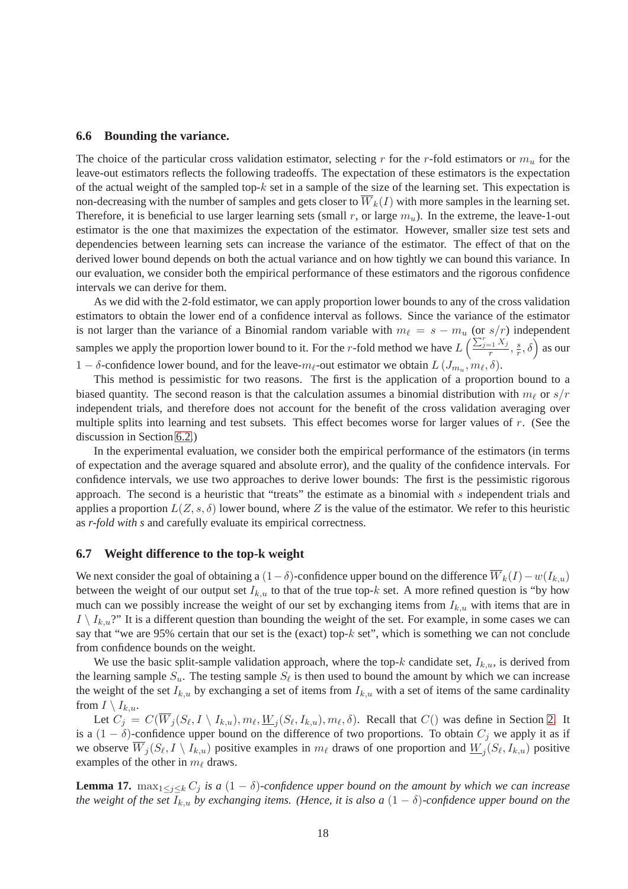### 6.6 Bounding the variance.

The choice of the particular cross validation estimator, selecting $r$ for the $r$-fold estimators or $m_u$ for the leave-out estimators reflects the following tradeoffs. The expectation of these estimators is the expectation of the actual weight of the sampled top-$k$ set in a sample of the size of the learning set. This expectation is non-decreasing with the number of samples and gets closer to $\overline{W}_k(I)$ with more samples in the learning set. Therefore, it is beneficial to use larger learning sets (small $r$, or large $m_u$). In the extreme, the leave-1-out estimator is the one that maximizes the expectation of the estimator. However, smaller size test sets and dependencies between learning sets can increase the variance of the estimator. The effect of that on the derived lower bound depends on both the actual variance and on how tightly we can bound this variance. In our evaluation, we consider both the empirical performance of these estimators and the rigorous confidence intervals we can derive for them.

As we did with the 2-fold estimator, we can apply proportion lower bounds to any of the cross validation estimators to obtain the lower end of a confidence interval as follows. Since the variance of the estimator is not larger than the variance of a Binomial random variable with $m_\ell = s - m_u$ (or $s/r$) independent samples we apply the proportion lower bound to it. For the $r$-fold method we have $L\left(\frac{\sum_{j=1}^{r} X_j}{r}, \frac{s}{r}, \delta\right)$ as our $1-\delta$-confidence lower bound, and for the leave-$m_\ell$-out estimator we obtain $L\left(J_{m_u}, m_\ell, \delta\right)$.

This method is pessimistic for two reasons. The first is the application of a proportion bound to a biased quantity. The second reason is that the calculation assumes a binomial distribution with $m_\ell$ or $s/r$ independent trials, and therefore does not account for the benefit of the cross validation averaging over multiple splits into learning and test subsets. This effect becomes worse for larger values of $r$. (See the discussion in Section 6.2.)

In the experimental evaluation, we consider both the empirical performance of the estimators (in terms of expectation and the average squared and absolute error), and the quality of the confidence intervals. For confidence intervals, we use two approaches to derive lower bounds: The first is the pessimistic rigorous approach. The second is a heuristic that "treats" the estimate as a binomial with $s$ independent trials and applies a proportion $L(Z, s, \delta)$ lower bound, where $Z$ is the value of the estimator. We refer to this heuristic as *r-fold with s* and carefully evaluate its empirical correctness.

### 6.7 Weight difference to the top-k weight

We next consider the goal of obtaining a $(1-\delta)$-confidence upper bound on the difference $\overline{W}_k(I) - w(I_{k,u})$ between the weight of our output set $I_{k,u}$ to that of the true top-$k$ set. A more refined question is "by how much can we possibly increase the weight of our set by exchanging items from $I_{k,u}$ with items that are in $I \setminus I_{k,u}$?" It is a different question than bounding the weight of the set. For example, in some cases we can say that "we are 95% certain that our set is the (exact) top-$k$ set", which is something we can not conclude from confidence bounds on the weight.

We use the basic split-sample validation approach, where the top-$k$ candidate set, $I_{k,u}$, is derived from the learning sample $S_u$. The testing sample $S_\ell$ is then used to bound the amount by which we can increase the weight of the set $I_{k,u}$ by exchanging a set of items from $I_{k,u}$ with a set of items of the same cardinality from $I \setminus I_{k,u}$.

Let $C_j = C(\overline{W}_j(S_\ell, I \setminus I_{k,u}), m_\ell, \underline{W}_j(S_\ell, I_{k,u}), m_\ell, \delta)$. Recall that $C()$ was define in Section 2. It is a $(1-\delta)$-confidence upper bound on the difference of two proportions. To obtain $C_j$ we apply it as if we observe $\overline{W}_j(S_\ell, I \setminus I_{k,u})$ positive examples in $m_\ell$ draws of one proportion and $\underline{W}_j(S_\ell, I_{k,u})$ positive examples of the other in $m_\ell$ draws.

**Lemma 17.** *$\max_{1\leq j\leq k} C_j$ is a $(1-\delta)$-confidence upper bound on the amount by which we can increase the weight of the set $I_{k,u}$ by exchanging items. (Hence, it is also a $(1-\delta)$-confidence upper bound on the*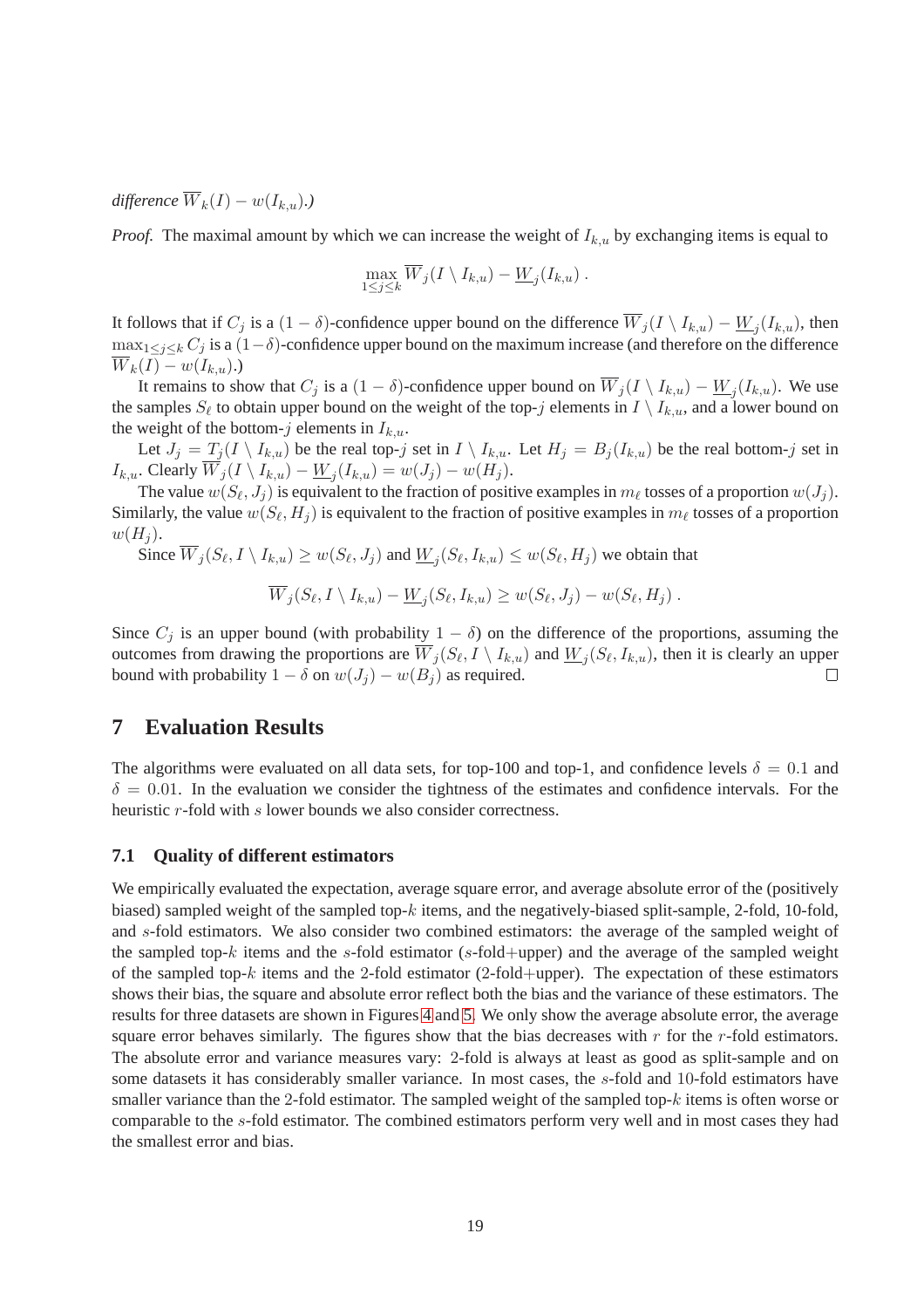*difference* $\overline{W}_k(I) - w(I_{k,u})$*.)*

*Proof.* The maximal amount by which we can increase the weight of $I_{k,u}$ by exchanging items is equal to

$$\max_{1 \le j \le k} \overline{W}_j(I \setminus I_{k,u}) - \underline{W}_j(I_{k,u}) \, .$$

It follows that if $C_j$ is a $(1-\delta)$-confidence upper bound on the difference $\overline{W}_j(I \setminus I_{k,u}) - \underline{W}_j(I_{k,u})$, then $\max_{1 \le j \le k} C_j$ is a $(1-\delta)$-confidence upper bound on the maximum increase (and therefore on the difference $\overline{W}_k(I) - w(I_{k,u})$.)

It remains to show that $C_j$ is a $(1-\delta)$-confidence upper bound on $\overline{W}_j(I \setminus I_{k,u}) - \underline{W}_j(I_{k,u})$. We use the samples $S_\ell$ to obtain upper bound on the weight of the top-$j$ elements in $I \setminus I_{k,u}$, and a lower bound on the weight of the bottom-$j$ elements in $I_{k,u}$.

Let $J_j = T_j(I \setminus I_{k,u})$ be the real top-$j$ set in $I \setminus I_{k,u}$. Let $H_j = B_j(I_{k,u})$ be the real bottom-$j$ set in $I_{k,u}$. Clearly $\overline{W}_j(I \setminus I_{k,u}) - \underline{W}_j(I_{k,u}) = w(J_j) - w(H_j)$.

The value $w(S_\ell, J_j)$ is equivalent to the fraction of positive examples in $m_\ell$ tosses of a proportion $w(J_j)$. Similarly, the value $w(S_\ell, H_j)$ is equivalent to the fraction of positive examples in $m_\ell$ tosses of a proportion $w(H_j)$.

Since $\overline{W}_j(S_\ell, I \setminus I_{k,u}) \ge w(S_\ell, J_j)$ and $\underline{W}_j(S_\ell, I_{k,u}) \le w(S_\ell, H_j)$ we obtain that

$$\overline{W}_j(S_\ell, I \setminus I_{k,u}) - \underline{W}_j(S_\ell, I_{k,u}) \ge w(S_\ell, J_j) - w(S_\ell, H_j) \, .$$

Since $C_j$ is an upper bound (with probability $1-\delta$) on the difference of the proportions, assuming the outcomes from drawing the proportions are $\overline{W}_j(S_\ell, I \setminus I_{k,u})$ and $\underline{W}_j(S_\ell, I_{k,u})$, then it is clearly an upper bound with probability $1-\delta$ on $w(J_j) - w(B_j)$ as required. □

## 7 Evaluation Results

The algorithms were evaluated on all data sets, for top-100 and top-1, and confidence levels $\delta = 0.1$ and $\delta = 0.01$. In the evaluation we consider the tightness of the estimates and confidence intervals. For the heuristic $r$-fold with $s$ lower bounds we also consider correctness.

### 7.1 Quality of different estimators

We empirically evaluated the expectation, average square error, and average absolute error of the (positively biased) sampled weight of the sampled top-$k$ items, and the negatively-biased split-sample, 2-fold, 10-fold, and $s$-fold estimators. We also consider two combined estimators: the average of the sampled weight of the sampled top-$k$ items and the $s$-fold estimator ($s$-fold+upper) and the average of the sampled weight of the sampled top-$k$ items and the 2-fold estimator (2-fold+upper). The expectation of these estimators shows their bias, the square and absolute error reflect both the bias and the variance of these estimators. The results for three datasets are shown in Figures 4 and 5. We only show the average absolute error, the average square error behaves similarly. The figures show that the bias decreases with $r$ for the $r$-fold estimators. The absolute error and variance measures vary: 2-fold is always at least as good as split-sample and on some datasets it has considerably smaller variance. In most cases, the $s$-fold and 10-fold estimators have smaller variance than the 2-fold estimator. The sampled weight of the sampled top-$k$ items is often worse or comparable to the $s$-fold estimator. The combined estimators perform very well and in most cases they had the smallest error and bias.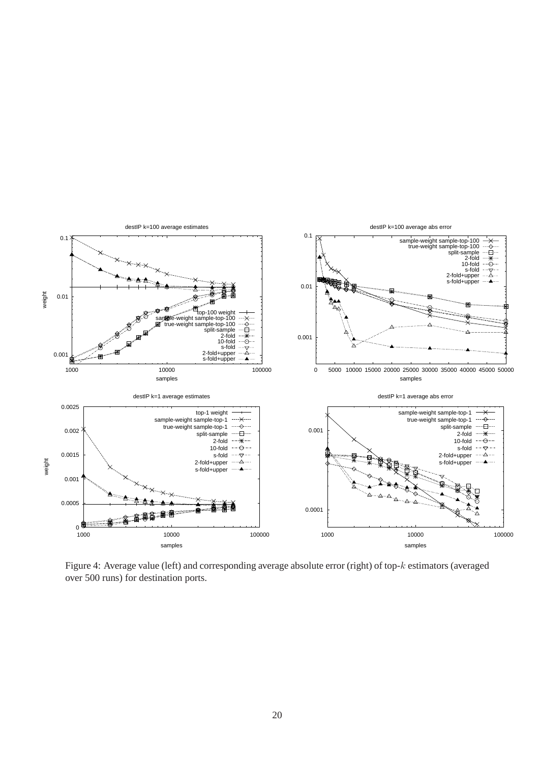Figure 4: Average value (left) and corresponding average absolute error (right) of top-$k$ estimators (averaged over 500 runs) for destination ports.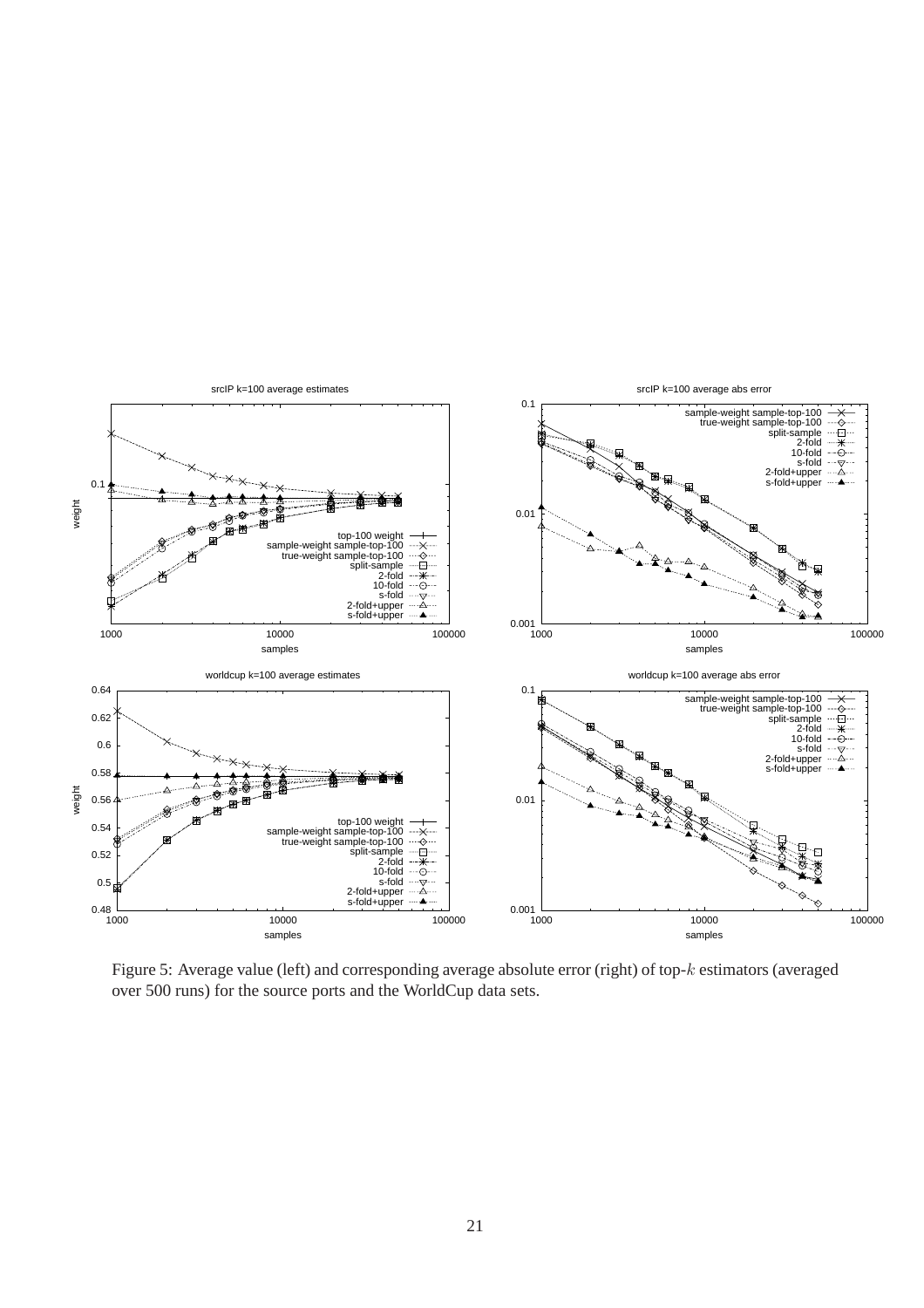Figure 5: Average value (left) and corresponding average absolute error (right) of top-$k$ estimators (averaged over 500 runs) for the source ports and the WorldCup data sets.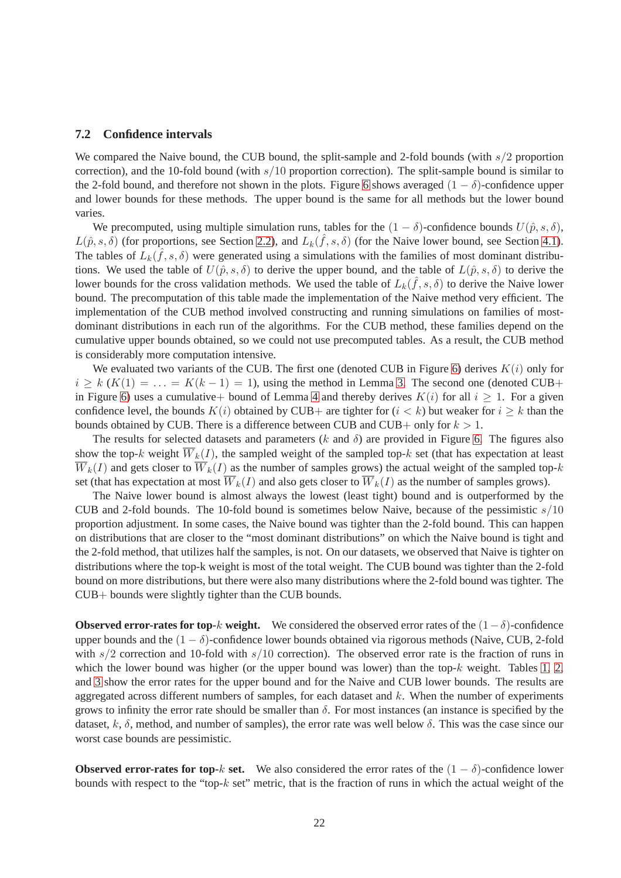### 7.2 Confidence intervals

We compared the Naive bound, the CUB bound, the split-sample and 2-fold bounds (with $s/2$ proportion correction), and the 10-fold bound (with $s/10$ proportion correction). The split-sample bound is similar to the 2-fold bound, and therefore not shown in the plots. Figure 6 shows averaged $(1-\delta)$-confidence upper and lower bounds for these methods. The upper bound is the same for all methods but the lower bound varies.

We precomputed, using multiple simulation runs, tables for the $(1-\delta)$-confidence bounds $U(\hat{p}, s, \delta)$, $L(\hat{p}, s, \delta)$ (for proportions, see Section 2.2), and $L_k(\hat{f}, s, \delta)$ (for the Naive lower bound, see Section 4.1). The tables of $L_k(\hat{f}, s, \delta)$ were generated using a simulations with the families of most dominant distributions. We used the table of $U(\hat{p}, s, \delta)$ to derive the upper bound, and the table of $L(\hat{p}, s, \delta)$ to derive the lower bounds for the cross validation methods. We used the table of $L_k(\hat{f}, s, \delta)$ to derive the Naive lower bound. The precomputation of this table made the implementation of the Naive method very efficient. The implementation of the CUB method involved constructing and running simulations on families of most-dominant distributions in each run of the algorithms. For the CUB method, these families depend on the cumulative upper bounds obtained, so we could not use precomputed tables. As a result, the CUB method is considerably more computation intensive.

We evaluated two variants of the CUB. The first one (denoted CUB in Figure 6) derives $K(i)$ only for $i \geq k$ ($K(1) = \ldots = K(k-1) = 1$), using the method in Lemma 3. The second one (denoted CUB+ in Figure 6) uses a cumulative+ bound of Lemma 4 and thereby derives $K(i)$ for all $i \geq 1$. For a given confidence level, the bounds $K(i)$ obtained by CUB+ are tighter for ($i < k$) but weaker for $i \geq k$ than the bounds obtained by CUB. There is a difference between CUB and CUB+ only for $k > 1$.

The results for selected datasets and parameters ($k$ and $\delta$) are provided in Figure 6. The figures also show the top-$k$ weight $\overline{W}_k(I)$, the sampled weight of the sampled top-$k$ set (that has expectation at least $\overline{W}_k(I)$ and gets closer to $\overline{W}_k(I)$ as the number of samples grows) the actual weight of the sampled top-$k$ set (that has expectation at most $\overline{W}_k(I)$ and also gets closer to $\overline{W}_k(I)$ as the number of samples grows).

The Naive lower bound is almost always the lowest (least tight) bound and is outperformed by the CUB and 2-fold bounds. The 10-fold bound is sometimes below Naive, because of the pessimistic $s/10$ proportion adjustment. In some cases, the Naive bound was tighter than the 2-fold bound. This can happen on distributions that are closer to the "most dominant distributions" on which the Naive bound is tight and the 2-fold method, that utilizes half the samples, is not. On our datasets, we observed that Naive is tighter on distributions where the top-k weight is most of the total weight. The CUB bound was tighter than the 2-fold bound on more distributions, but there were also many distributions where the 2-fold bound was tighter. The CUB+ bounds were slightly tighter than the CUB bounds.

**Observed error-rates for top-$k$ weight.** We considered the observed error rates of the $(1-\delta)$-confidence upper bounds and the $(1-\delta)$-confidence lower bounds obtained via rigorous methods (Naive, CUB, 2-fold with $s/2$ correction and 10-fold with $s/10$ correction). The observed error rate is the fraction of runs in which the lower bound was higher (or the upper bound was lower) than the top-$k$ weight. Tables 1, 2, and 3 show the error rates for the upper bound and for the Naive and CUB lower bounds. The results are aggregated across different numbers of samples, for each dataset and $k$. When the number of experiments grows to infinity the error rate should be smaller than $\delta$. For most instances (an instance is specified by the dataset, $k$, $\delta$, method, and number of samples), the error rate was well below $\delta$. This was the case since our worst case bounds are pessimistic.

**Observed error-rates for top-$k$ set.** We also considered the error rates of the $(1-\delta)$-confidence lower bounds with respect to the "top-$k$ set" metric, that is the fraction of runs in which the actual weight of the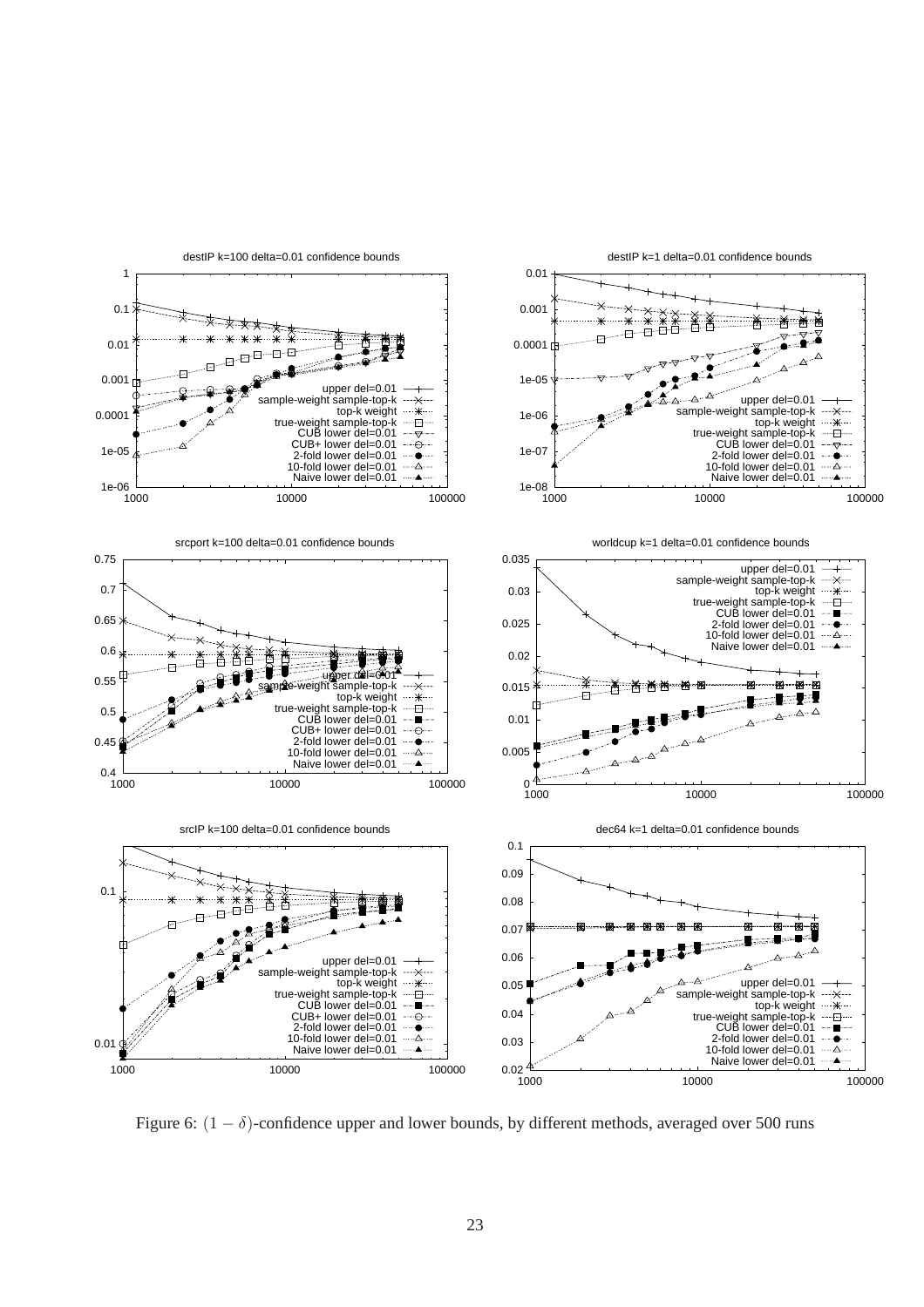Figure 6: $(1-\delta)$-confidence upper and lower bounds, by different methods, averaged over 500 runs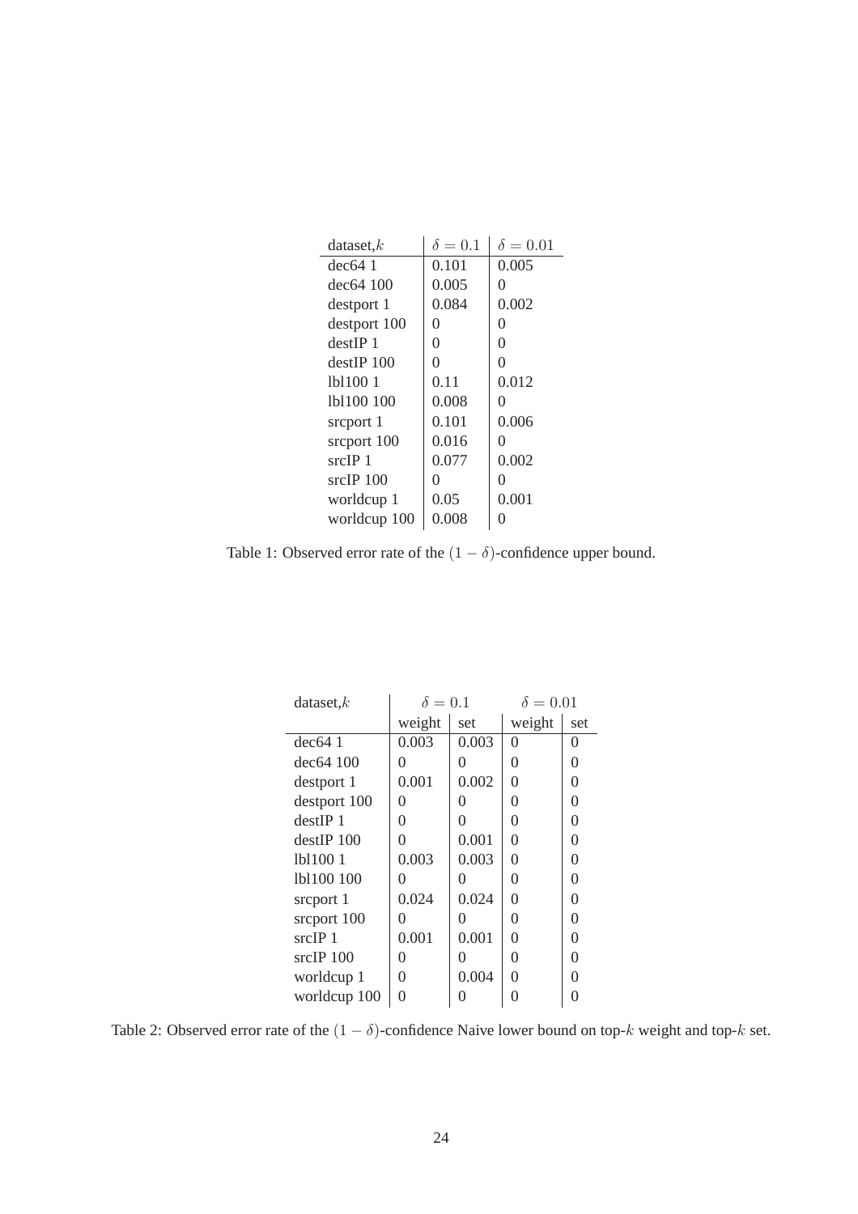| dataset, $k$ | $\delta = 0.1$ | $\delta = 0.01$ |
|---|---|---|
| dec64 1 | 0.101 | 0.005 |
| dec64 100 | 0.005 | 0 |
| destport 1 | 0.084 | 0.002 |
| destport 100 | 0 | 0 |
| destIP 1 | 0 | 0 |
| destIP 100 | 0 | 0 |
| lbl100 1 | 0.11 | 0.012 |
| lbl100 100 | 0.008 | 0 |
| srcport 1 | 0.101 | 0.006 |
| srcport 100 | 0.016 | 0 |
| srcIP 1 | 0.077 | 0.002 |
| srcIP 100 | 0 | 0 |
| worldcup 1 | 0.05 | 0.001 |
| worldcup 100 | 0.008 | 0 |

Table 1: Observed error rate of the $(1 - \delta)$-confidence upper bound.

| dataset, $k$ | $\delta = 0.1$ | | $\delta = 0.01$ | |
|---|---|---|---|---|
| | weight | set | weight | set |
| dec64 1 | 0.003 | 0.003 | 0 | 0 |
| dec64 100 | 0 | 0 | 0 | 0 |
| destport 1 | 0.001 | 0.002 | 0 | 0 |
| destport 100 | 0 | 0 | 0 | 0 |
| destIP 1 | 0 | 0 | 0 | 0 |
| destIP 100 | 0 | 0.001 | 0 | 0 |
| lbl100 1 | 0.003 | 0.003 | 0 | 0 |
| lbl100 100 | 0 | 0 | 0 | 0 |
| srcport 1 | 0.024 | 0.024 | 0 | 0 |
| srcport 100 | 0 | 0 | 0 | 0 |
| srcIP 1 | 0.001 | 0.001 | 0 | 0 |
| srcIP 100 | 0 | 0 | 0 | 0 |
| worldcup 1 | 0 | 0.004 | 0 | 0 |
| worldcup 100 | 0 | 0 | 0 | 0 |

Table 2: Observed error rate of the $(1 - \delta)$-confidence Naive lower bound on top-$k$ weight and top-$k$ set.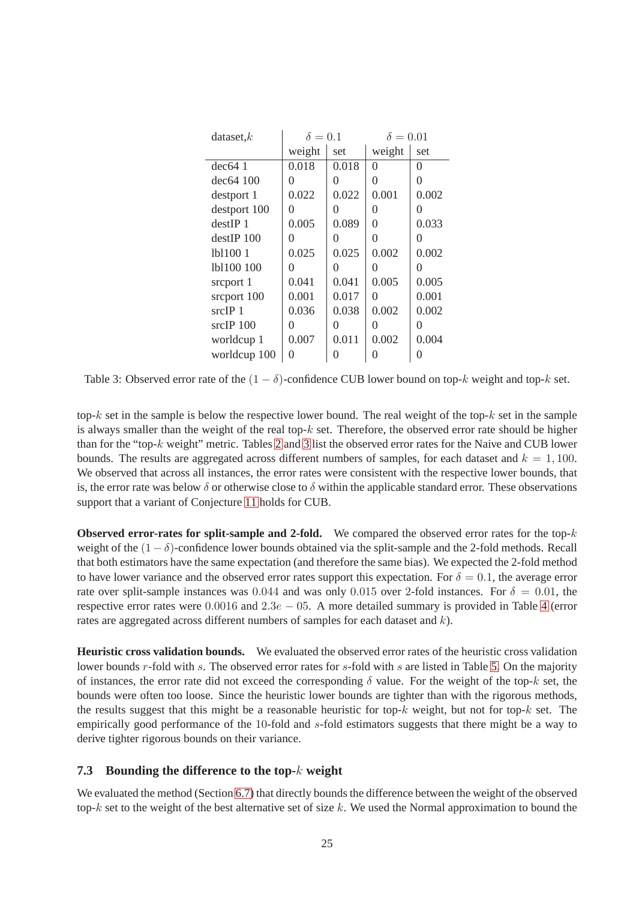| dataset,$k$ | $\delta = 0.1$ | | $\delta = 0.01$ | |
|---|---|---|---|---|
| | weight | set | weight | set |
| dec64 1 | 0.018 | 0.018 | 0 | 0 |
| dec64 100 | 0 | 0 | 0 | 0 |
| destport 1 | 0.022 | 0.022 | 0.001 | 0.002 |
| destport 100 | 0 | 0 | 0 | 0 |
| destIP 1 | 0.005 | 0.089 | 0 | 0.033 |
| destIP 100 | 0 | 0 | 0 | 0 |
| lbl100 1 | 0.025 | 0.025 | 0.002 | 0.002 |
| lbl100 100 | 0 | 0 | 0 | 0 |
| srcport 1 | 0.041 | 0.041 | 0.005 | 0.005 |
| srcport 100 | 0.001 | 0.017 | 0 | 0.001 |
| srcIP 1 | 0.036 | 0.038 | 0.002 | 0.002 |
| srcIP 100 | 0 | 0 | 0 | 0 |
| worldcup 1 | 0.007 | 0.011 | 0.002 | 0.004 |
| worldcup 100 | 0 | 0 | 0 | 0 |

Table 3: Observed error rate of the $(1 - \delta)$-confidence CUB lower bound on top-$k$ weight and top-$k$ set.

top-$k$ set in the sample is below the respective lower bound. The real weight of the top-$k$ set in the sample is always smaller than the weight of the real top-$k$ set. Therefore, the observed error rate should be higher than for the "top-$k$ weight" metric. Tables 2 and 3 list the observed error rates for the Naive and CUB lower bounds. The results are aggregated across different numbers of samples, for each dataset and $k = 1, 100$. We observed that across all instances, the error rates were consistent with the respective lower bounds, that is, the error rate was below $\delta$ or otherwise close to $\delta$ within the applicable standard error. These observations support that a variant of Conjecture 11 holds for CUB.

**Observed error-rates for split-sample and 2-fold.** We compared the observed error rates for the top-$k$ weight of the $(1 - \delta)$-confidence lower bounds obtained via the split-sample and the 2-fold methods. Recall that both estimators have the same expectation (and therefore the same bias). We expected the 2-fold method to have lower variance and the observed error rates support this expectation. For $\delta = 0.1$, the average error rate over split-sample instances was $0.044$ and was only $0.015$ over 2-fold instances. For $\delta = 0.01$, the respective error rates were $0.0016$ and $2.3e-05$. A more detailed summary is provided in Table 4 (error rates are aggregated across different numbers of samples for each dataset and $k$).

**Heuristic cross validation bounds.** We evaluated the observed error rates of the heuristic cross validation lower bounds $r$-fold with $s$. The observed error rates for $s$-fold with $s$ are listed in Table 5. On the majority of instances, the error rate did not exceed the corresponding $\delta$ value. For the weight of the top-$k$ set, the bounds were often too loose. Since the heuristic lower bounds are tighter than with the rigorous methods, the results suggest that this might be a reasonable heuristic for top-$k$ weight, but not for top-$k$ set. The empirically good performance of the 10-fold and $s$-fold estimators suggests that there might be a way to derive tighter rigorous bounds on their variance.

### 7.3 Bounding the difference to the top-$k$ weight

We evaluated the method (Section 6.7) that directly bounds the difference between the weight of the observed top-$k$ set to the weight of the best alternative set of size $k$. We used the Normal approximation to bound the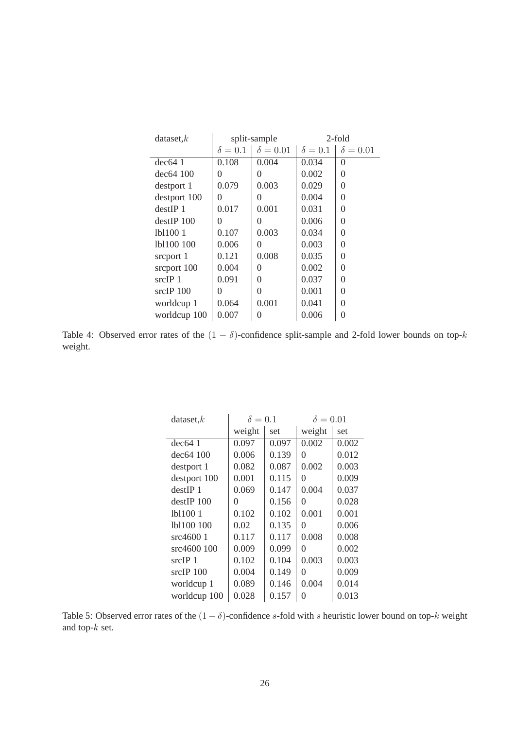| dataset,$k$ | split-sample | | 2-fold | |
|---|---|---|---|---|
| | $\delta = 0.1$ | $\delta = 0.01$ | $\delta = 0.1$ | $\delta = 0.01$ |
| dec64 1 | 0.108 | 0.004 | 0.034 | 0 |
| dec64 100 | 0 | 0 | 0.002 | 0 |
| destport 1 | 0.079 | 0.003 | 0.029 | 0 |
| destport 100 | 0 | 0 | 0.004 | 0 |
| destIP 1 | 0.017 | 0.001 | 0.031 | 0 |
| destIP 100 | 0 | 0 | 0.006 | 0 |
| lbl100 1 | 0.107 | 0.003 | 0.034 | 0 |
| lbl100 100 | 0.006 | 0 | 0.003 | 0 |
| srcport 1 | 0.121 | 0.008 | 0.035 | 0 |
| srcport 100 | 0.004 | 0 | 0.002 | 0 |
| srcIP 1 | 0.091 | 0 | 0.037 | 0 |
| srcIP 100 | 0 | 0 | 0.001 | 0 |
| worldcup 1 | 0.064 | 0.001 | 0.041 | 0 |
| worldcup 100 | 0.007 | 0 | 0.006 | 0 |

Table 4: Observed error rates of the $(1 - \delta)$-confidence split-sample and 2-fold lower bounds on top-$k$ weight.

| dataset,$k$ | $\delta = 0.1$ | | $\delta = 0.01$ | |
|---|---|---|---|---|
| | weight | set | weight | set |
| dec64 1 | 0.097 | 0.097 | 0.002 | 0.002 |
| dec64 100 | 0.006 | 0.139 | 0 | 0.012 |
| destport 1 | 0.082 | 0.087 | 0.002 | 0.003 |
| destport 100 | 0.001 | 0.115 | 0 | 0.009 |
| destIP 1 | 0.069 | 0.147 | 0.004 | 0.037 |
| destIP 100 | 0 | 0.156 | 0 | 0.028 |
| lbl100 1 | 0.102 | 0.102 | 0.001 | 0.001 |
| lbl100 100 | 0.02 | 0.135 | 0 | 0.006 |
| src4600 1 | 0.117 | 0.117 | 0.008 | 0.008 |
| src4600 100 | 0.009 | 0.099 | 0 | 0.002 |
| srcIP 1 | 0.102 | 0.104 | 0.003 | 0.003 |
| srcIP 100 | 0.004 | 0.149 | 0 | 0.009 |
| worldcup 1 | 0.089 | 0.146 | 0.004 | 0.014 |
| worldcup 100 | 0.028 | 0.157 | 0 | 0.013 |

Table 5: Observed error rates of the $(1 - \delta)$-confidence $s$-fold with $s$ heuristic lower bound on top-$k$ weight and top-$k$ set.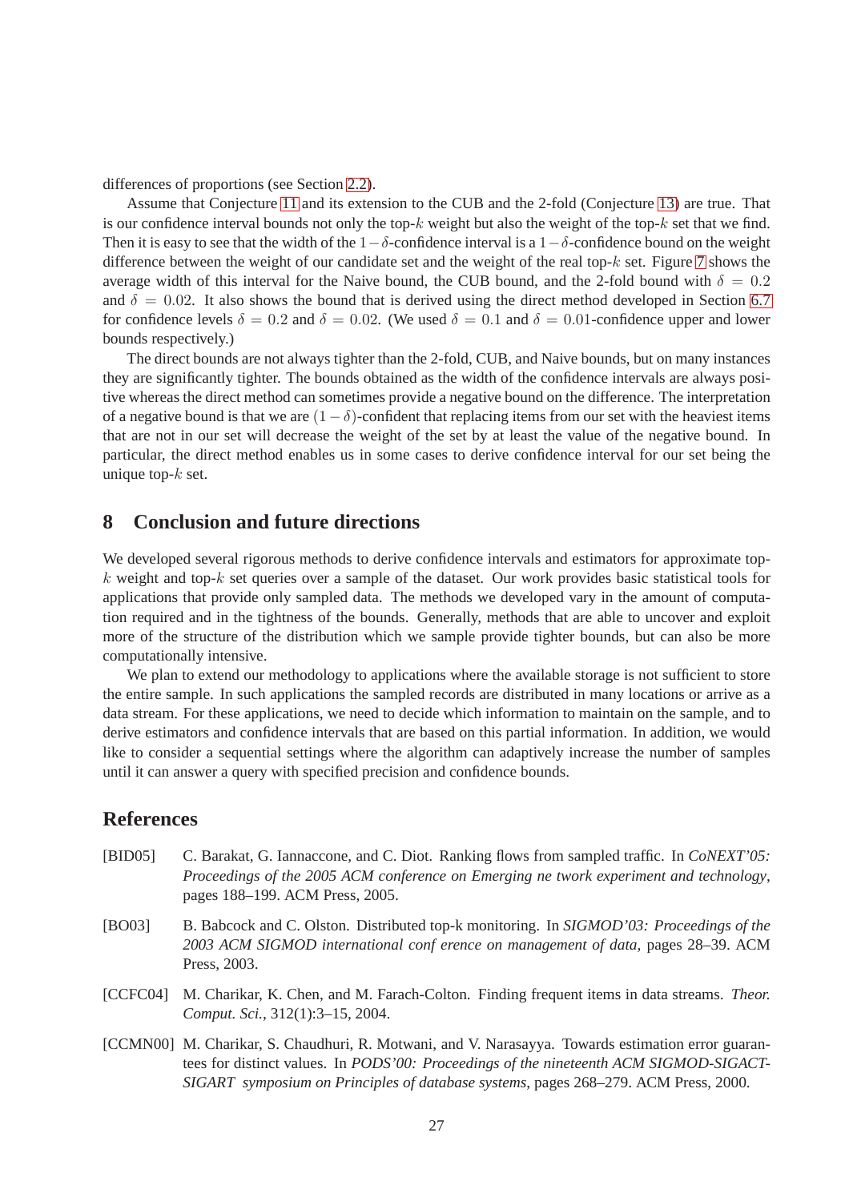differences of proportions (see Section 2.2).

Assume that Conjecture 11 and its extension to the CUB and the 2-fold (Conjecture 13) are true. That is our confidence interval bounds not only the top-$k$ weight but also the weight of the top-$k$ set that we find. Then it is easy to see that the width of the $1-\delta$-confidence interval is a $1-\delta$-confidence bound on the weight difference between the weight of our candidate set and the weight of the real top-$k$ set. Figure 7 shows the average width of this interval for the Naive bound, the CUB bound, and the 2-fold bound with $\delta = 0.2$ and $\delta = 0.02$. It also shows the bound that is derived using the direct method developed in Section 6.7 for confidence levels $\delta = 0.2$ and $\delta = 0.02$. (We used $\delta = 0.1$ and $\delta = 0.01$-confidence upper and lower bounds respectively.)

The direct bounds are not always tighter than the 2-fold, CUB, and Naive bounds, but on many instances they are significantly tighter. The bounds obtained as the width of the confidence intervals are always positive whereas the direct method can sometimes provide a negative bound on the difference. The interpretation of a negative bound is that we are $(1-\delta)$-confident that replacing items from our set with the heaviest items that are not in our set will decrease the weight of the set by at least the value of the negative bound. In particular, the direct method enables us in some cases to derive confidence interval for our set being the unique top-$k$ set.

# 8 Conclusion and future directions

We developed several rigorous methods to derive confidence intervals and estimators for approximate top-$k$ weight and top-$k$ set queries over a sample of the dataset. Our work provides basic statistical tools for applications that provide only sampled data. The methods we developed vary in the amount of computation required and in the tightness of the bounds. Generally, methods that are able to uncover and exploit more of the structure of the distribution which we sample provide tighter bounds, but can also be more computationally intensive.

We plan to extend our methodology to applications where the available storage is not sufficient to store the entire sample. In such applications the sampled records are distributed in many locations or arrive as a data stream. For these applications, we need to decide which information to maintain on the sample, and to derive estimators and confidence intervals that are based on this partial information. In addition, we would like to consider a sequential settings where the algorithm can adaptively increase the number of samples until it can answer a query with specified precision and confidence bounds.

# References

[BID05] C. Barakat, G. Iannaccone, and C. Diot. Ranking flows from sampled traffic. In *CoNEXT'05: Proceedings of the 2005 ACM conference on Emerging ne twork experiment and technology*, pages 188–199. ACM Press, 2005.

[BO03] B. Babcock and C. Olston. Distributed top-k monitoring. In *SIGMOD'03: Proceedings of the 2003 ACM SIGMOD international conf erence on management of data*, pages 28–39. ACM Press, 2003.

[CCFC04] M. Charikar, K. Chen, and M. Farach-Colton. Finding frequent items in data streams. *Theor. Comput. Sci.*, 312(1):3–15, 2004.

[CCMN00] M. Charikar, S. Chaudhuri, R. Motwani, and V. Narasayya. Towards estimation error guarantees for distinct values. In *PODS'00: Proceedings of the nineteenth ACM SIGMOD-SIGACT-SIGART symposium on Principles of database systems*, pages 268–279. ACM Press, 2000.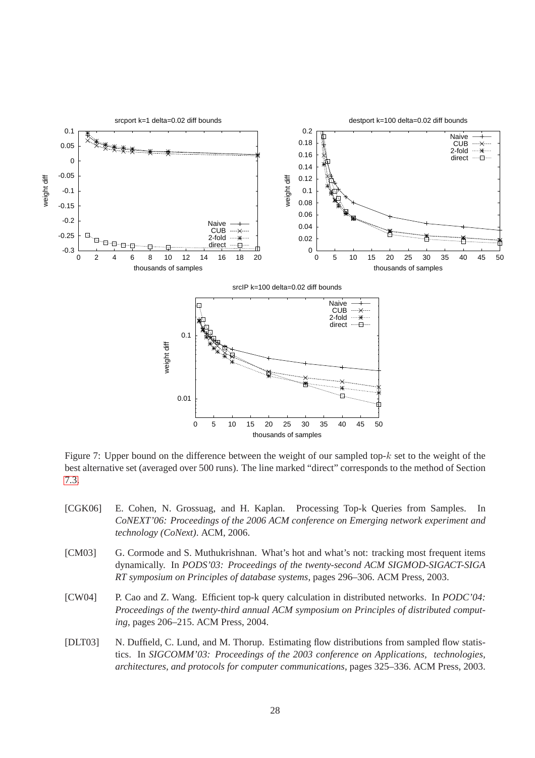Figure 7: Upper bound on the difference between the weight of our sampled top-$k$ set to the weight of the best alternative set (averaged over 500 runs). The line marked "direct" corresponds to the method of Section 7.3.

[CGK06] E. Cohen, N. Grossuag, and H. Kaplan. Processing Top-k Queries from Samples. In *CoNEXT'06: Proceedings of the 2006 ACM conference on Emerging network experiment and technology (CoNext)*. ACM, 2006.

[CM03] G. Cormode and S. Muthukrishnan. What's hot and what's not: tracking most frequent items dynamically. In *PODS'03: Proceedings of the twenty-second ACM SIGMOD-SIGACT-SIGA RT symposium on Principles of database systems*, pages 296–306. ACM Press, 2003.

[CW04] P. Cao and Z. Wang. Efficient top-k query calculation in distributed networks. In *PODC'04: Proceedings of the twenty-third annual ACM symposium on Principles of distributed computing*, pages 206–215. ACM Press, 2004.

[DLT03] N. Duffield, C. Lund, and M. Thorup. Estimating flow distributions from sampled flow statistics. In *SIGCOMM'03: Proceedings of the 2003 conference on Applications, technologies, architectures, and protocols for computer communications*, pages 325–336. ACM Press, 2003.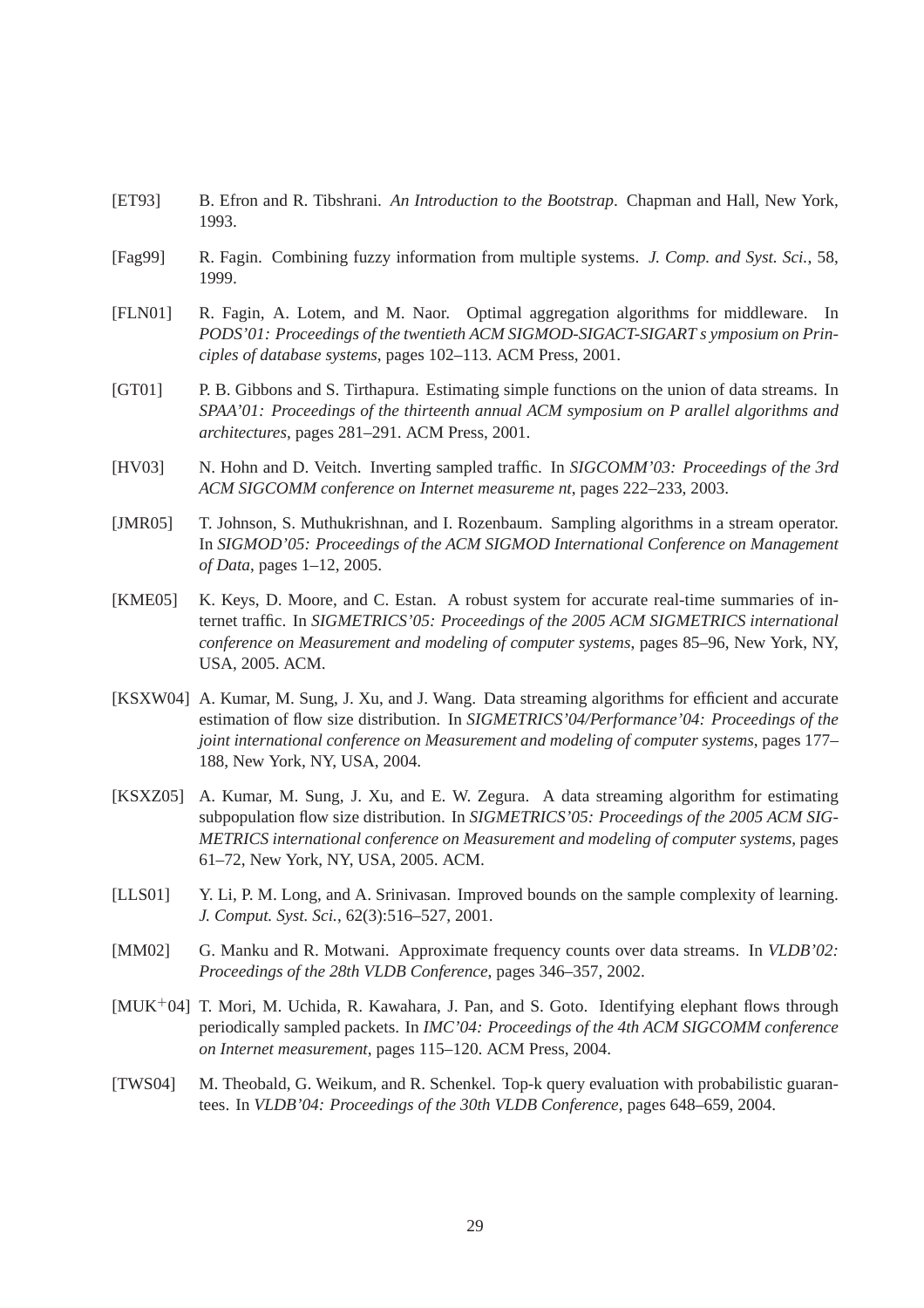[ET93] B. Efron and R. Tibshrani. *An Introduction to the Bootstrap*. Chapman and Hall, New York, 1993.

[Fag99] R. Fagin. Combining fuzzy information from multiple systems. *J. Comp. and Syst. Sci.*, 58, 1999.

[FLN01] R. Fagin, A. Lotem, and M. Naor. Optimal aggregation algorithms for middleware. In *PODS'01: Proceedings of the twentieth ACM SIGMOD-SIGACT-SIGART s ymposium on Principles of database systems*, pages 102–113. ACM Press, 2001.

[GT01] P. B. Gibbons and S. Tirthapura. Estimating simple functions on the union of data streams. In *SPAA'01: Proceedings of the thirteenth annual ACM symposium on P arallel algorithms and architectures*, pages 281–291. ACM Press, 2001.

[HV03] N. Hohn and D. Veitch. Inverting sampled traffic. In *SIGCOMM'03: Proceedings of the 3rd ACM SIGCOMM conference on Internet measureme nt*, pages 222–233, 2003.

[JMR05] T. Johnson, S. Muthukrishnan, and I. Rozenbaum. Sampling algorithms in a stream operator. In *SIGMOD'05: Proceedings of the ACM SIGMOD International Conference on Management of Data*, pages 1–12, 2005.

[KME05] K. Keys, D. Moore, and C. Estan. A robust system for accurate real-time summaries of internet traffic. In *SIGMETRICS'05: Proceedings of the 2005 ACM SIGMETRICS international conference on Measurement and modeling of computer systems*, pages 85–96, New York, NY, USA, 2005. ACM.

[KSXW04] A. Kumar, M. Sung, J. Xu, and J. Wang. Data streaming algorithms for efficient and accurate estimation of flow size distribution. In *SIGMETRICS'04/Performance'04: Proceedings of the joint international conference on Measurement and modeling of computer systems*, pages 177–188, New York, NY, USA, 2004.

[KSXZ05] A. Kumar, M. Sung, J. Xu, and E. W. Zegura. A data streaming algorithm for estimating subpopulation flow size distribution. In *SIGMETRICS'05: Proceedings of the 2005 ACM SIGMETRICS international conference on Measurement and modeling of computer systems*, pages 61–72, New York, NY, USA, 2005. ACM.

[LLS01] Y. Li, P. M. Long, and A. Srinivasan. Improved bounds on the sample complexity of learning. *J. Comput. Syst. Sci.*, 62(3):516–527, 2001.

[MM02] G. Manku and R. Motwani. Approximate frequency counts over data streams. In *VLDB'02: Proceedings of the 28th VLDB Conference*, pages 346–357, 2002.

[MUK+04] T. Mori, M. Uchida, R. Kawahara, J. Pan, and S. Goto. Identifying elephant flows through periodically sampled packets. In *IMC'04: Proceedings of the 4th ACM SIGCOMM conference on Internet measurement*, pages 115–120. ACM Press, 2004.

[TWS04] M. Theobald, G. Weikum, and R. Schenkel. Top-k query evaluation with probabilistic guarantees. In *VLDB'04: Proceedings of the 30th VLDB Conference*, pages 648–659, 2004.